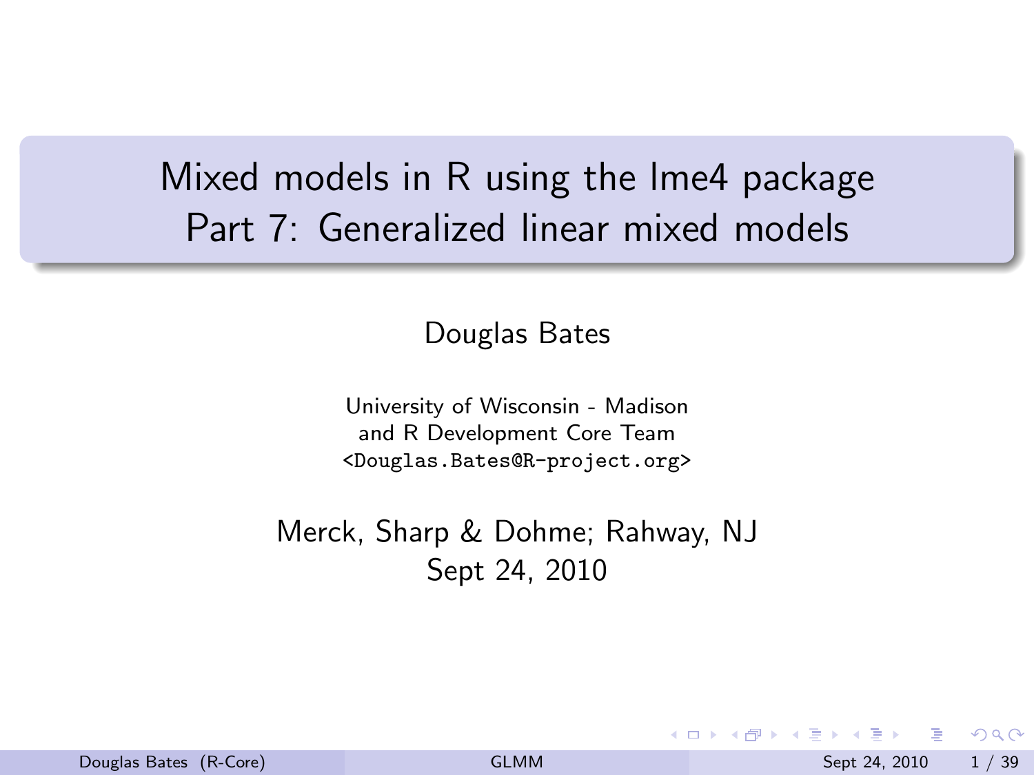# Mixed models in R using the lme4 package
# Part 7: Generalized linear mixed models

Douglas Bates

University of Wisconsin - Madison
and R Development Core Team
<Douglas.Bates@R-project.org>

Merck, Sharp & Dohme; Rahway, NJ
Sept 24, 2010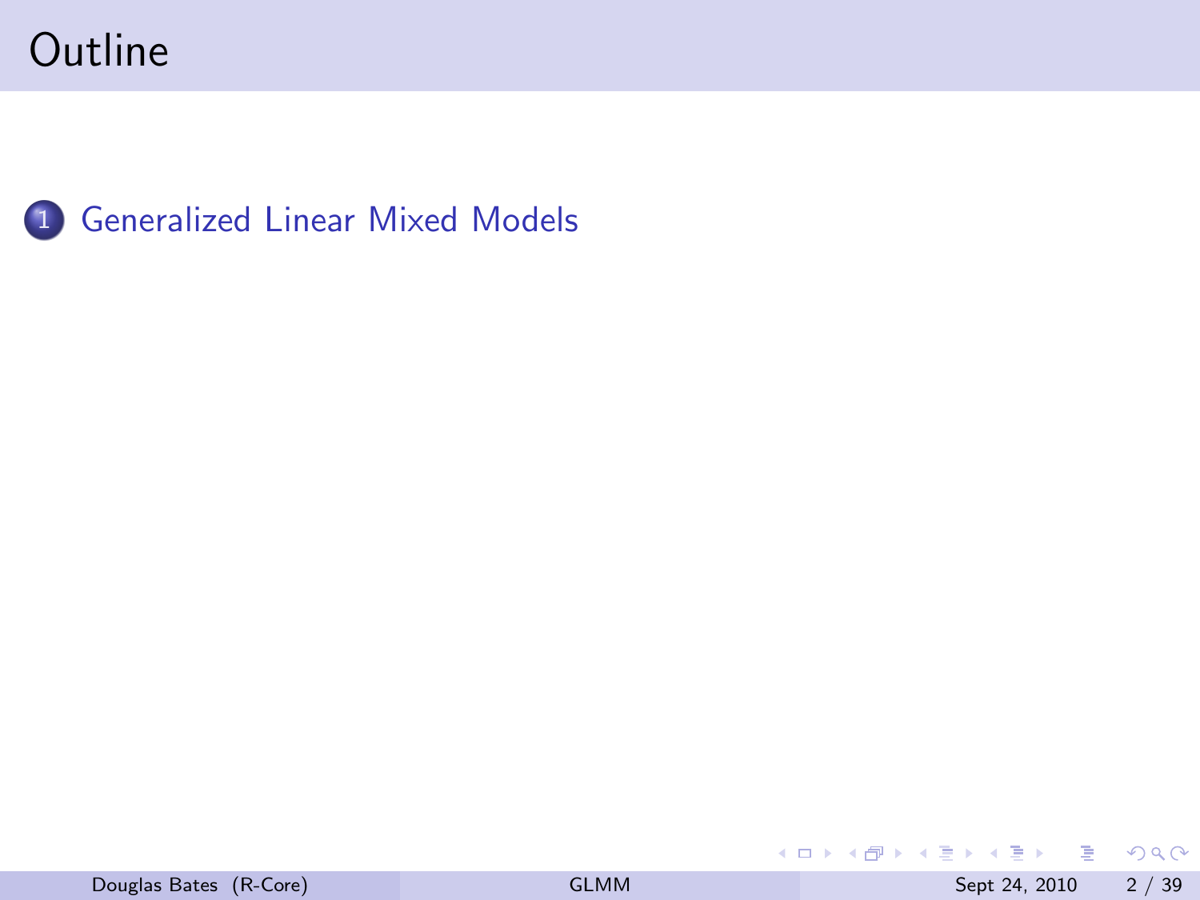# Outline

1. Generalized Linear Mixed Models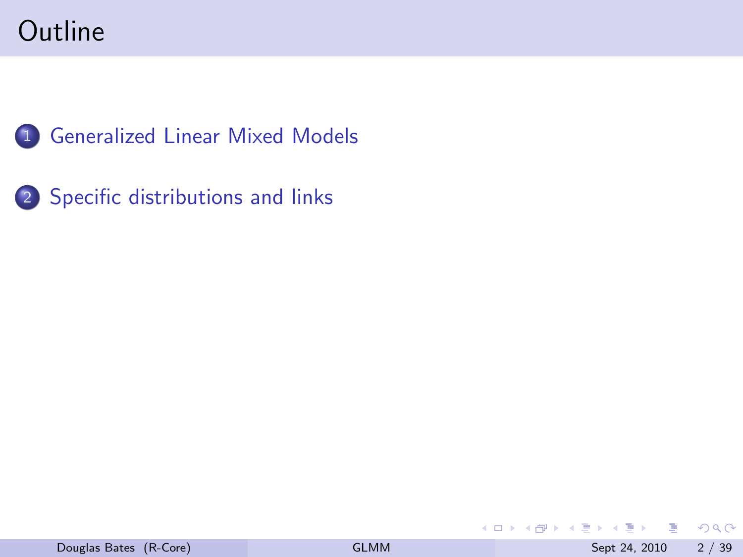# Outline

1. Generalized Linear Mixed Models

2. Specific distributions and links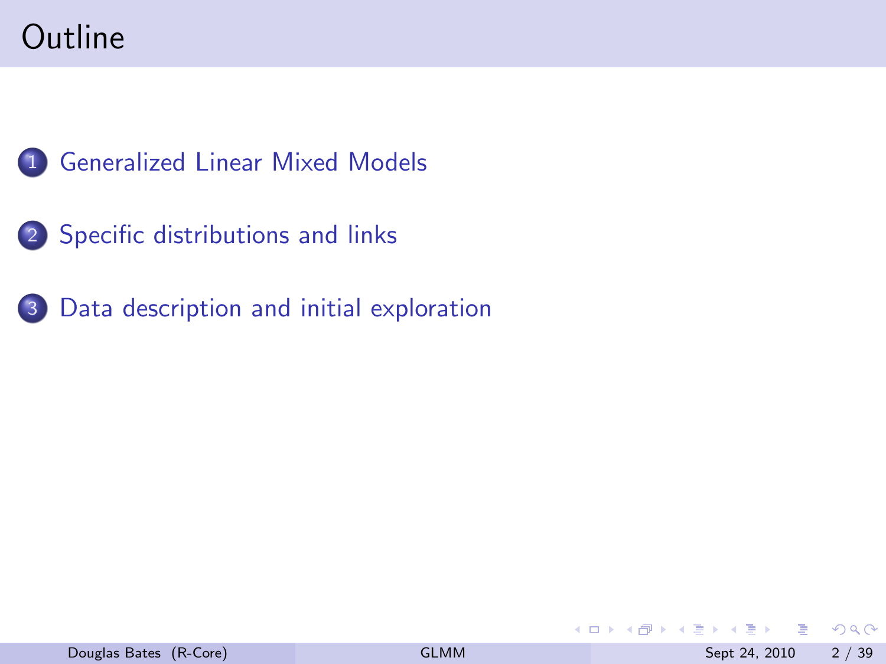# Outline

1. Generalized Linear Mixed Models
2. Specific distributions and links
3. Data description and initial exploration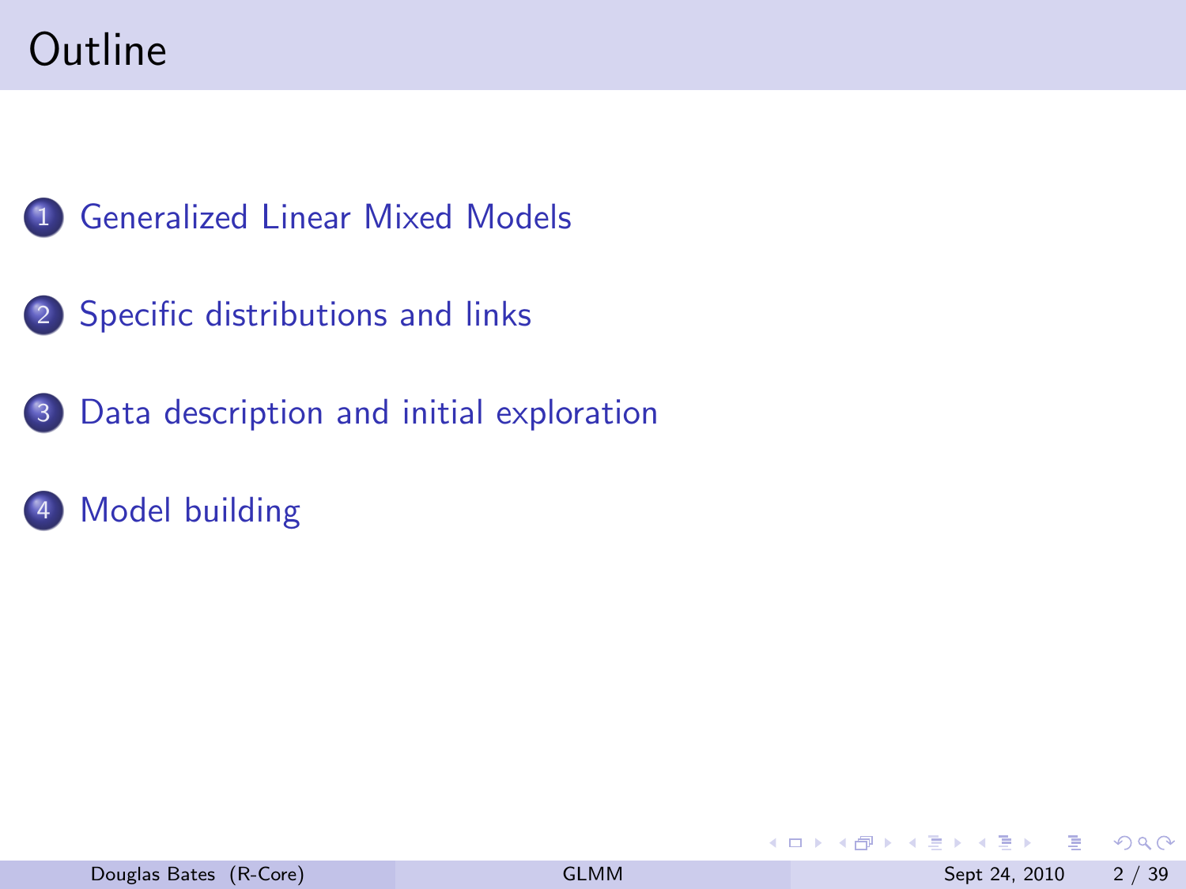# Outline

1. Generalized Linear Mixed Models

2. Specific distributions and links

3. Data description and initial exploration

4. Model building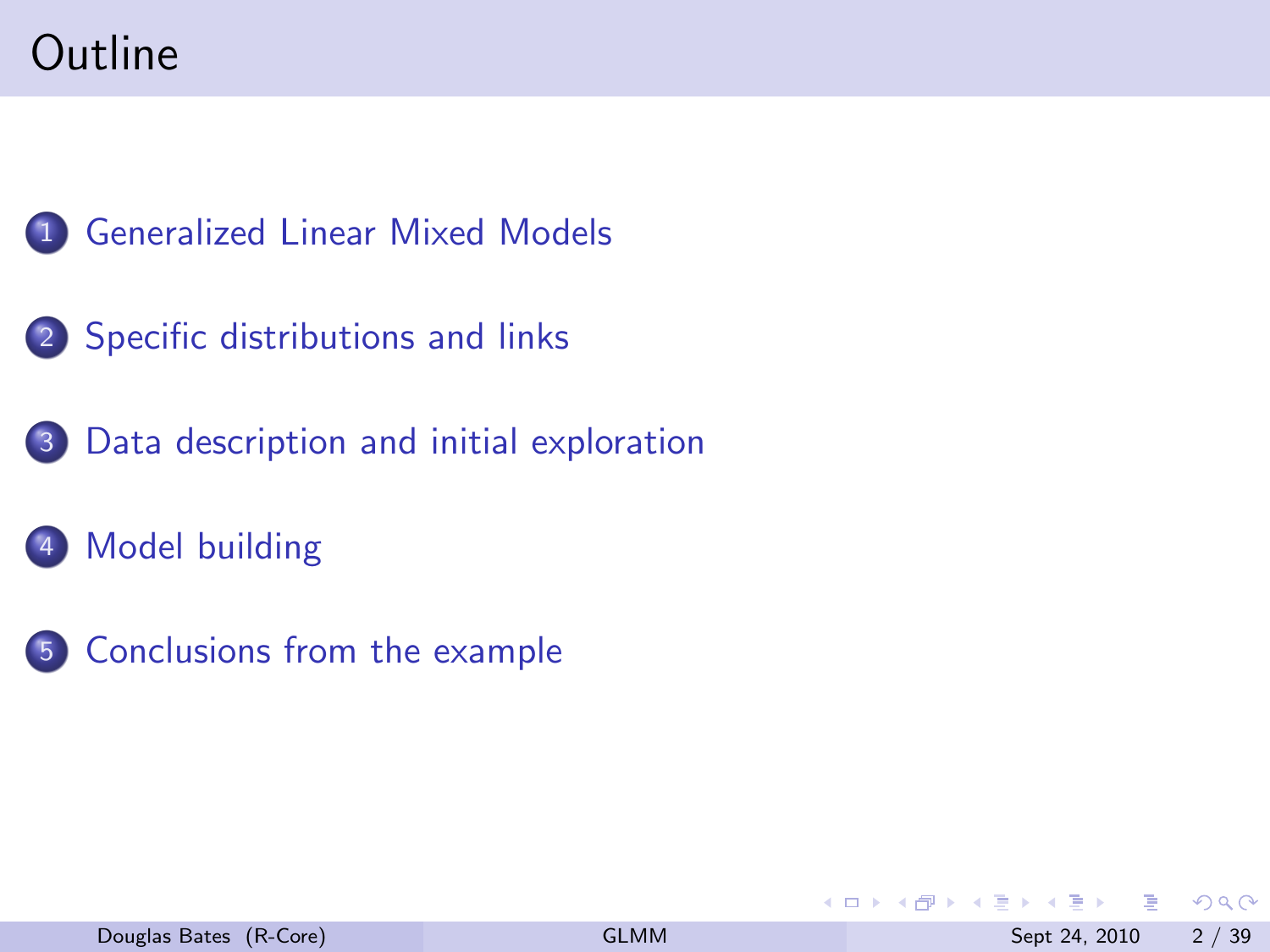# Outline

1. Generalized Linear Mixed Models
2. Specific distributions and links
3. Data description and initial exploration
4. Model building
5. Conclusions from the example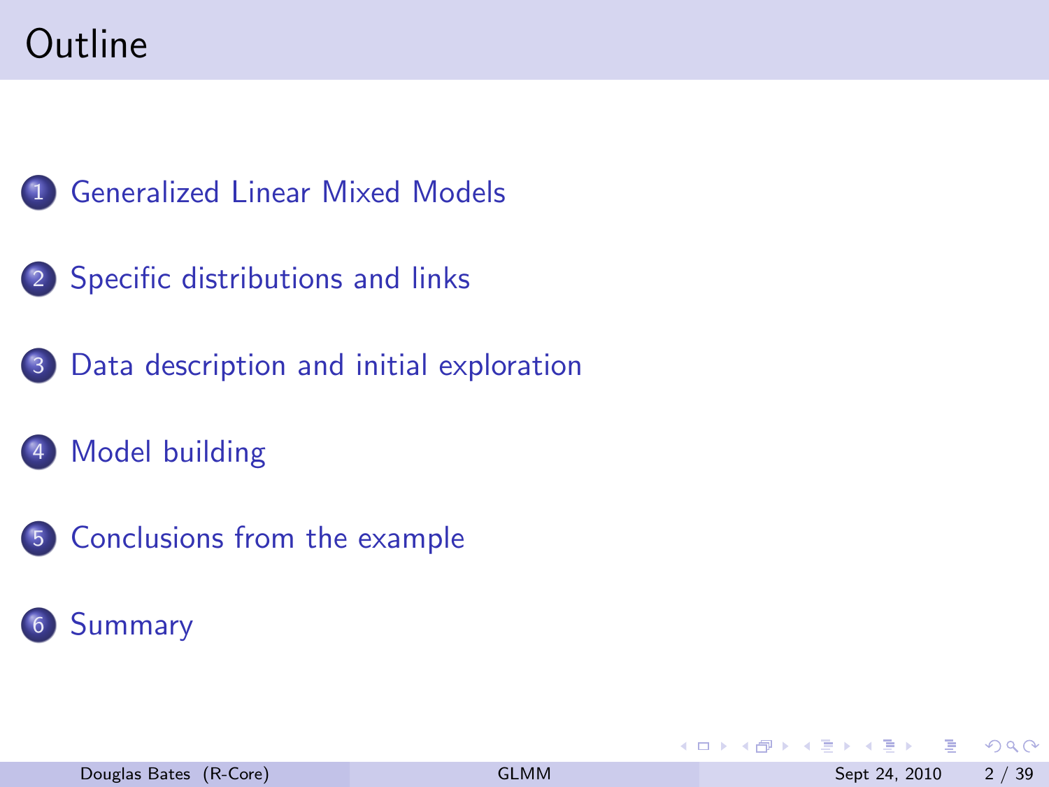# Outline

1. Generalized Linear Mixed Models
2. Specific distributions and links
3. Data description and initial exploration
4. Model building
5. Conclusions from the example
6. Summary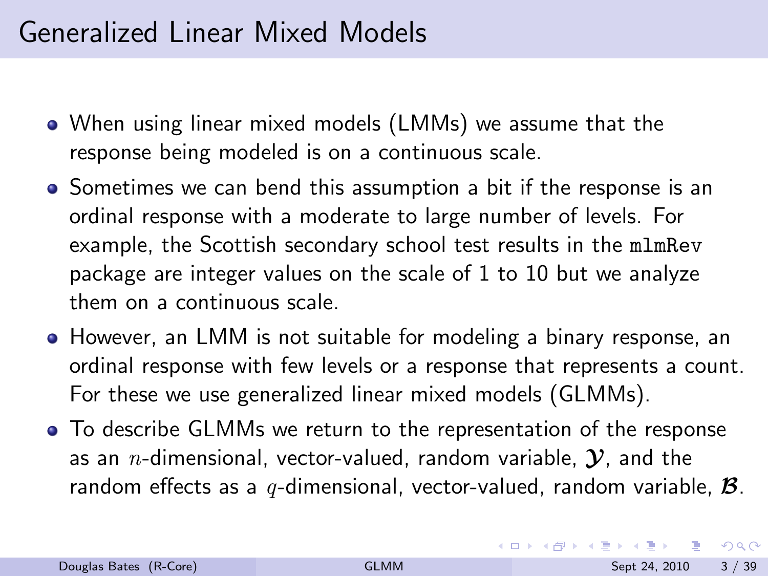# Generalized Linear Mixed Models

- When using linear mixed models (LMMs) we assume that the response being modeled is on a continuous scale.
- Sometimes we can bend this assumption a bit if the response is an ordinal response with a moderate to large number of levels. For example, the Scottish secondary school test results in the `mlmRev` package are integer values on the scale of 1 to 10 but we analyze them on a continuous scale.
- However, an LMM is not suitable for modeling a binary response, an ordinal response with few levels or a response that represents a count. For these we use generalized linear mixed models (GLMMs).
- To describe GLMMs we return to the representation of the response as an $n$-dimensional, vector-valued, random variable, $\boldsymbol{\mathcal{Y}}$, and the random effects as a $q$-dimensional, vector-valued, random variable, $\boldsymbol{\mathcal{B}}$.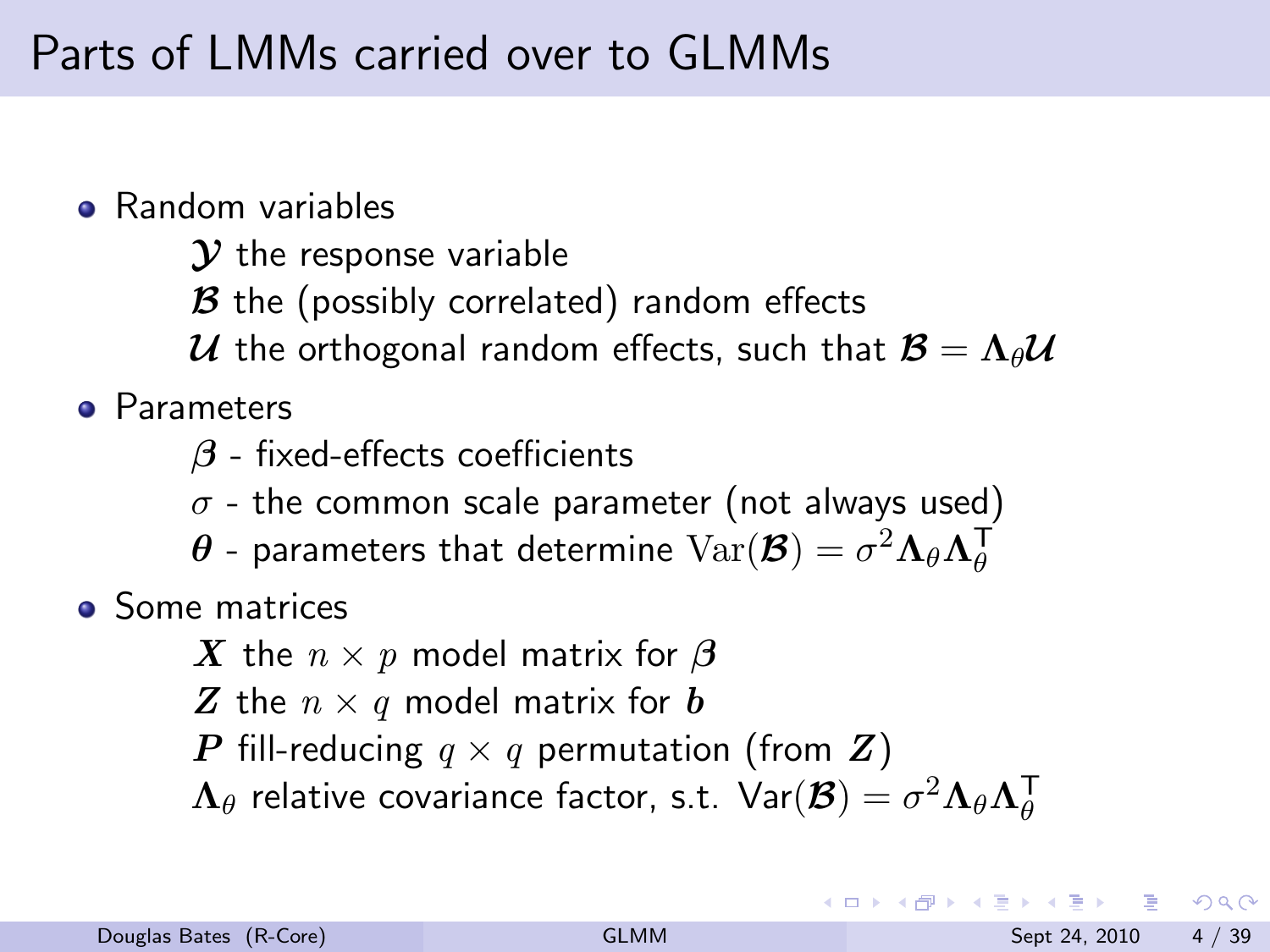# Parts of LMMs carried over to GLMMs

- Random variables
  - $\mathcal{Y}$ the response variable
  - $\mathcal{B}$ the (possibly correlated) random effects
  - $\mathcal{U}$ the orthogonal random effects, such that $\mathcal{B} = \Lambda_\theta \mathcal{U}$
- Parameters
  - $\boldsymbol{\beta}$ - fixed-effects coefficients
  - $\sigma$ - the common scale parameter (not always used)
  - $\boldsymbol{\theta}$ - parameters that determine $\mathrm{Var}(\mathcal{B}) = \sigma^2 \Lambda_\theta \Lambda_\theta^\mathsf{T}$
- Some matrices
  - $\boldsymbol{X}$ the $n \times p$ model matrix for $\boldsymbol{\beta}$
  - $\boldsymbol{Z}$ the $n \times q$ model matrix for $\boldsymbol{b}$
  - $\boldsymbol{P}$ fill-reducing $q \times q$ permutation (from $\boldsymbol{Z}$)
  - $\Lambda_\theta$ relative covariance factor, s.t. $\mathrm{Var}(\mathcal{B}) = \sigma^2 \Lambda_\theta \Lambda_\theta^\mathsf{T}$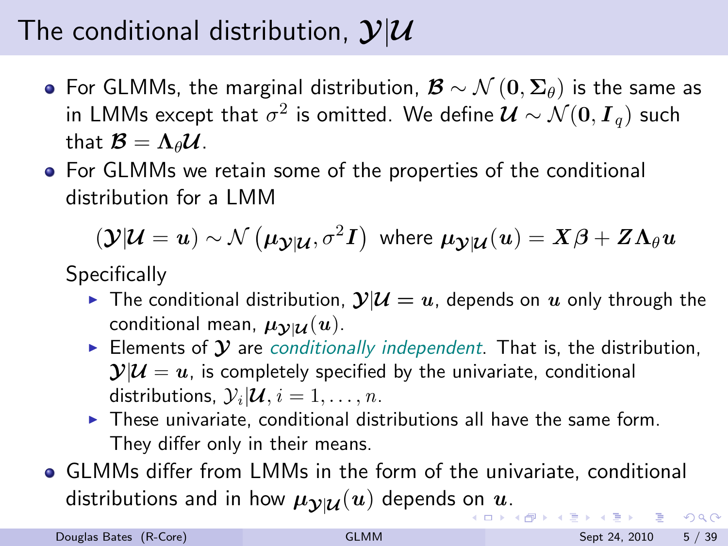# The conditional distribution, $\mathcal{Y}|\mathcal{U}$

- For GLMMs, the marginal distribution, $\mathcal{B} \sim \mathcal{N}(\mathbf{0}, \mathbf{\Sigma}_\theta)$ is the same as in LMMs except that $\sigma^2$ is omitted. We define $\mathcal{U} \sim \mathcal{N}(\mathbf{0}, \mathbf{I}_q)$ such that $\mathcal{B} = \mathbf{\Lambda}_\theta \mathcal{U}$.
- For GLMMs we retain some of the properties of the conditional distribution for a LMM

$$(\mathcal{Y}|\mathcal{U} = \mathbf{u}) \sim \mathcal{N}\left(\boldsymbol{\mu}_{\mathcal{Y}|\mathcal{U}}, \sigma^2 \mathbf{I}\right) \text{ where } \boldsymbol{\mu}_{\mathcal{Y}|\mathcal{U}}(\mathbf{u}) = \mathbf{X}\boldsymbol{\beta} + \mathbf{Z}\mathbf{\Lambda}_\theta \mathbf{u}$$

  Specifically
  - The conditional distribution, $\mathcal{Y}|\mathcal{U} = \mathbf{u}$, depends on $\mathbf{u}$ only through the conditional mean, $\boldsymbol{\mu}_{\mathcal{Y}|\mathcal{U}}(\mathbf{u})$.
  - Elements of $\mathcal{Y}$ are *conditionally independent*. That is, the distribution, $\mathcal{Y}|\mathcal{U} = \mathbf{u}$, is completely specified by the univariate, conditional distributions, $\mathcal{Y}_i|\mathcal{U}, i = 1, \ldots, n$.
  - These univariate, conditional distributions all have the same form. They differ only in their means.
- GLMMs differ from LMMs in the form of the univariate, conditional distributions and in how $\boldsymbol{\mu}_{\mathcal{Y}|\mathcal{U}}(\mathbf{u})$ depends on $\mathbf{u}$.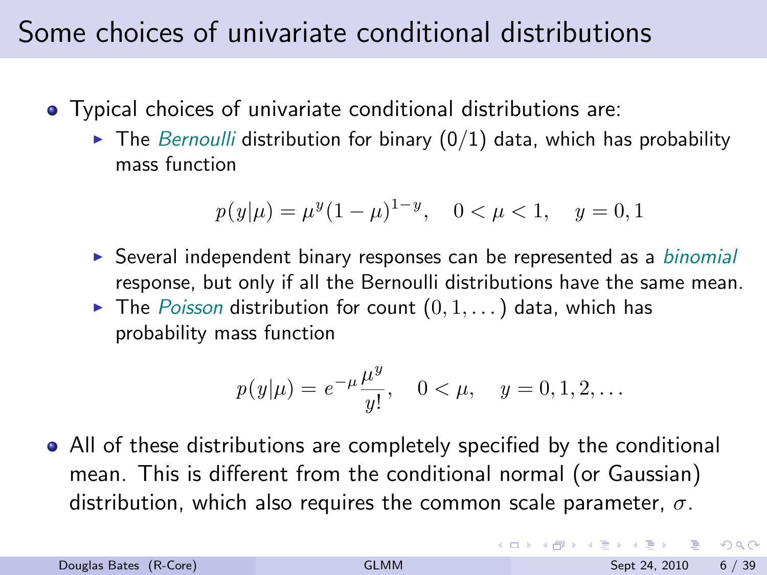# Some choices of univariate conditional distributions

- Typical choices of univariate conditional distributions are:
  - The *Bernoulli* distribution for binary (0/1) data, which has probability mass function

    $$p(y|\mu) = \mu^y (1-\mu)^{1-y}, \quad 0 < \mu < 1, \quad y = 0, 1$$

  - Several independent binary responses can be represented as a *binomial* response, but only if all the Bernoulli distributions have the same mean.
  - The *Poisson* distribution for count $(0, 1, \dots)$ data, which has probability mass function

    $$p(y|\mu) = e^{-\mu} \frac{\mu^y}{y!}, \quad 0 < \mu, \quad y = 0, 1, 2, \dots$$

- All of these distributions are completely specified by the conditional mean. This is different from the conditional normal (or Gaussian) distribution, which also requires the common scale parameter, $\sigma$.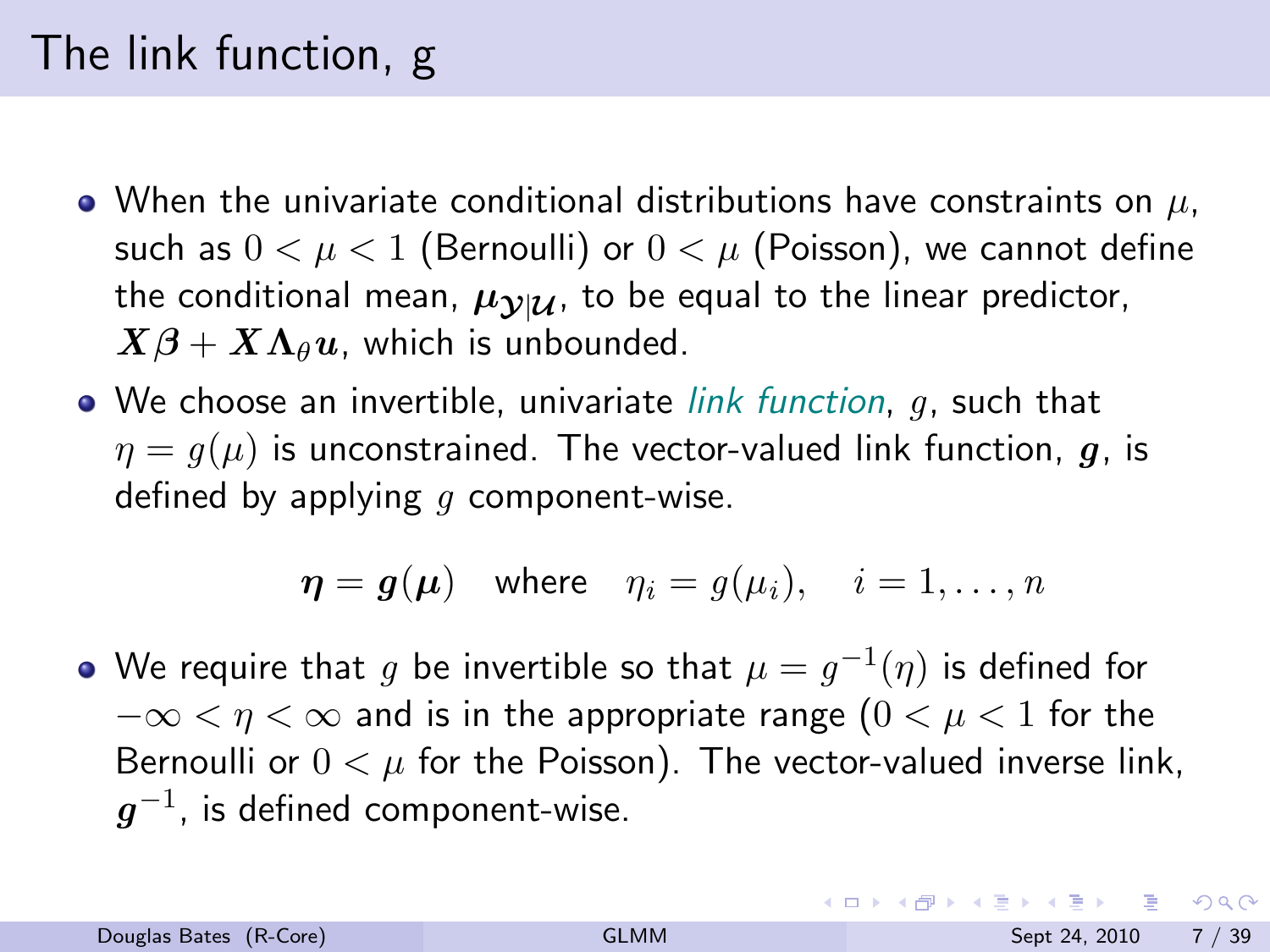# The link function, g

- When the univariate conditional distributions have constraints on $\mu$, such as $0 < \mu < 1$ (Bernoulli) or $0 < \mu$ (Poisson), we cannot define the conditional mean, $\boldsymbol{\mu}_{\mathcal{Y}|\mathcal{U}}$, to be equal to the linear predictor, $\boldsymbol{X\beta} + \boldsymbol{X\Lambda}_\theta \boldsymbol{u}$, which is unbounded.
- We choose an invertible, univariate *link function*, $g$, such that $\eta = g(\mu)$ is unconstrained. The vector-valued link function, $\boldsymbol{g}$, is defined by applying $g$ component-wise.

$$\boldsymbol{\eta} = \boldsymbol{g}(\boldsymbol{\mu}) \quad \text{where} \quad \eta_i = g(\mu_i), \quad i = 1, \ldots, n$$

- We require that $g$ be invertible so that $\mu = g^{-1}(\eta)$ is defined for $-\infty < \eta < \infty$ and is in the appropriate range ($0 < \mu < 1$ for the Bernoulli or $0 < \mu$ for the Poisson). The vector-valued inverse link, $\boldsymbol{g}^{-1}$, is defined component-wise.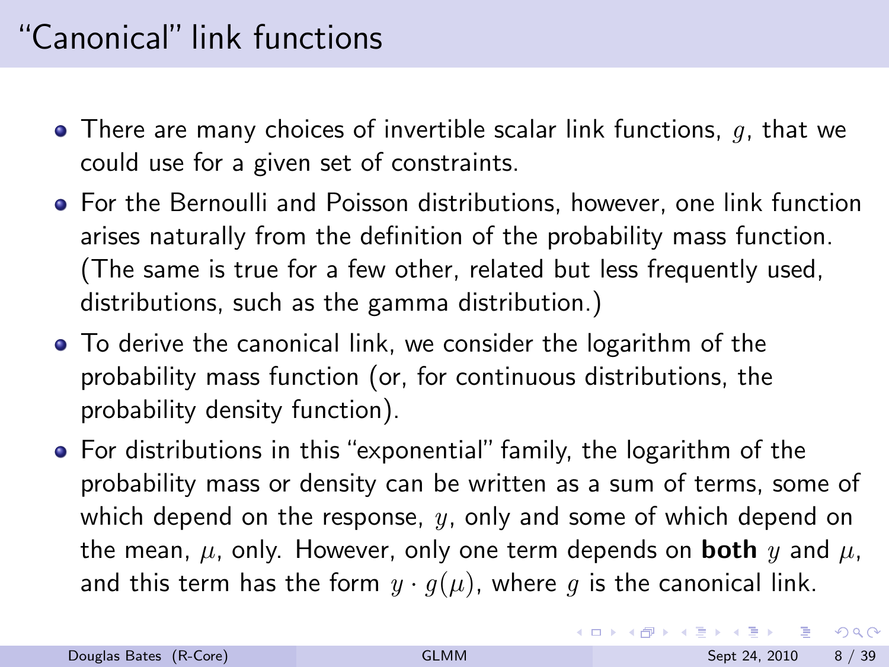# "Canonical" link functions

- There are many choices of invertible scalar link functions, $g$, that we could use for a given set of constraints.
- For the Bernoulli and Poisson distributions, however, one link function arises naturally from the definition of the probability mass function. (The same is true for a few other, related but less frequently used, distributions, such as the gamma distribution.)
- To derive the canonical link, we consider the logarithm of the probability mass function (or, for continuous distributions, the probability density function).
- For distributions in this "exponential" family, the logarithm of the probability mass or density can be written as a sum of terms, some of which depend on the response, $y$, only and some of which depend on the mean, $\mu$, only. However, only one term depends on **both** $y$ and $\mu$, and this term has the form $y \cdot g(\mu)$, where $g$ is the canonical link.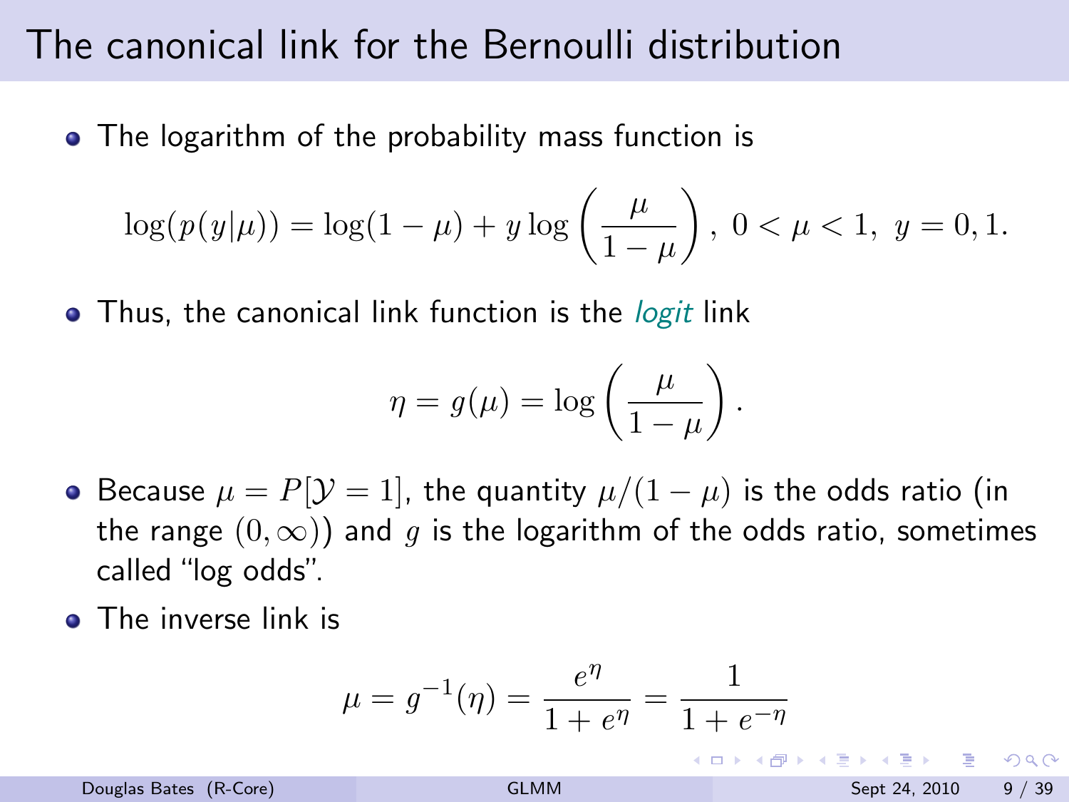# The canonical link for the Bernoulli distribution

- The logarithm of the probability mass function is

$$\log(p(y|\mu)) = \log(1-\mu) + y\log\left(\frac{\mu}{1-\mu}\right),\ 0<\mu<1,\ y=0,1.$$

- Thus, the canonical link function is the *logit* link

$$\eta = g(\mu) = \log\left(\frac{\mu}{1-\mu}\right).$$

- Because $\mu = P[\mathcal{Y}=1]$, the quantity $\mu/(1-\mu)$ is the odds ratio (in the range $(0,\infty)$) and $g$ is the logarithm of the odds ratio, sometimes called "log odds".
- The inverse link is

$$\mu = g^{-1}(\eta) = \frac{e^{\eta}}{1+e^{\eta}} = \frac{1}{1+e^{-\eta}}$$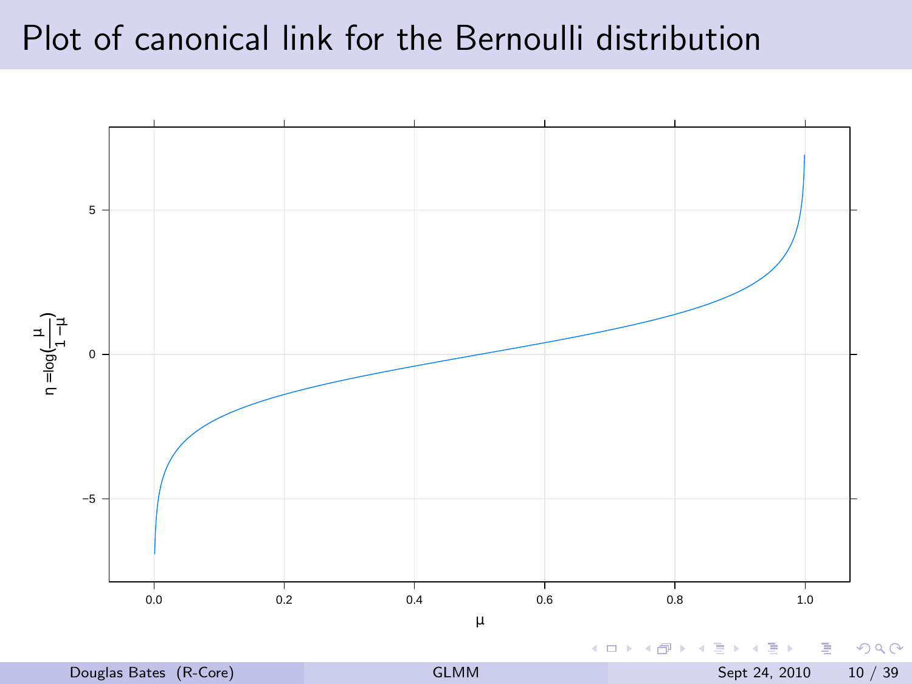# Plot of canonical link for the Bernoulli distribution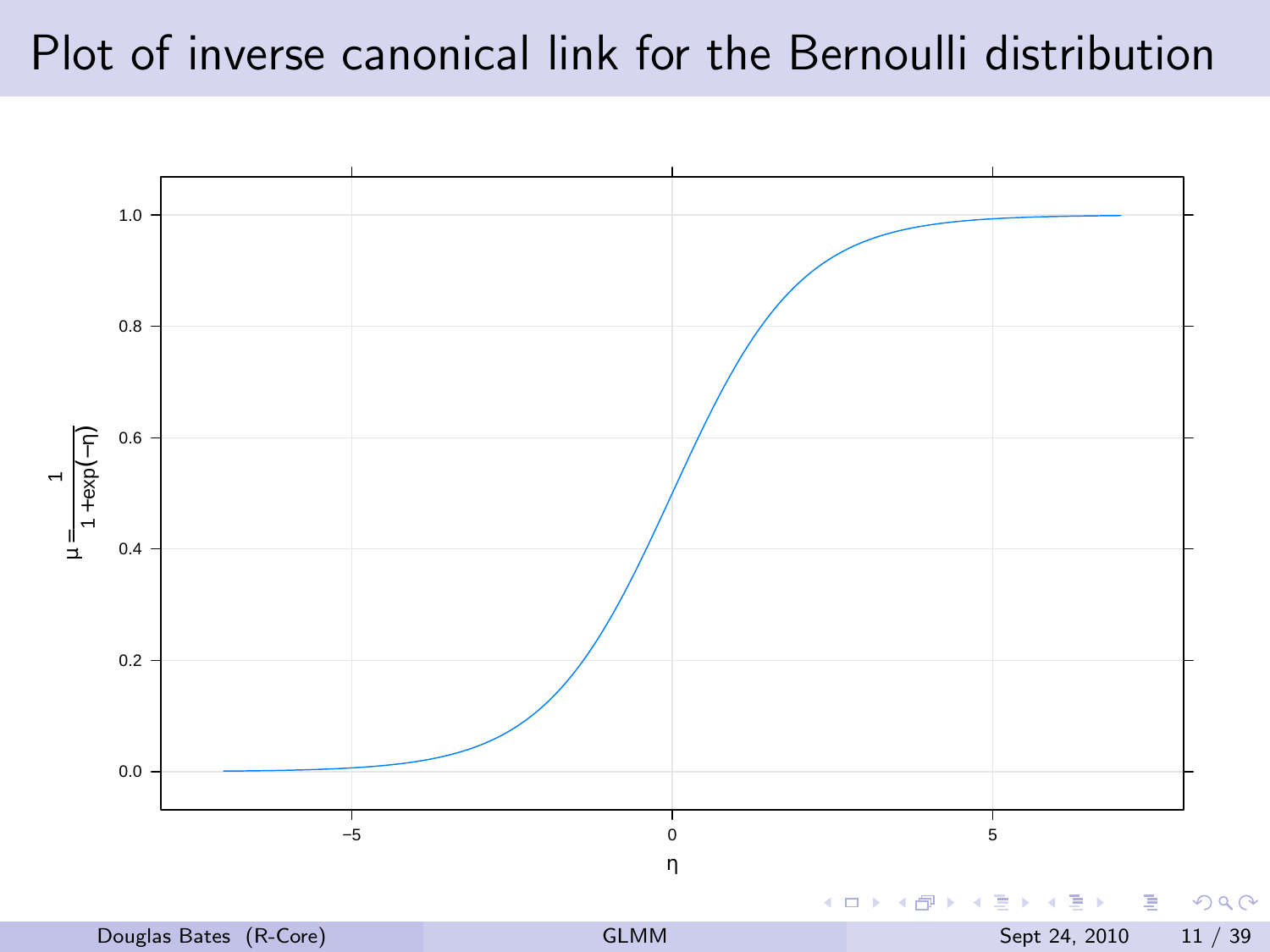# Plot of inverse canonical link for the Bernoulli distribution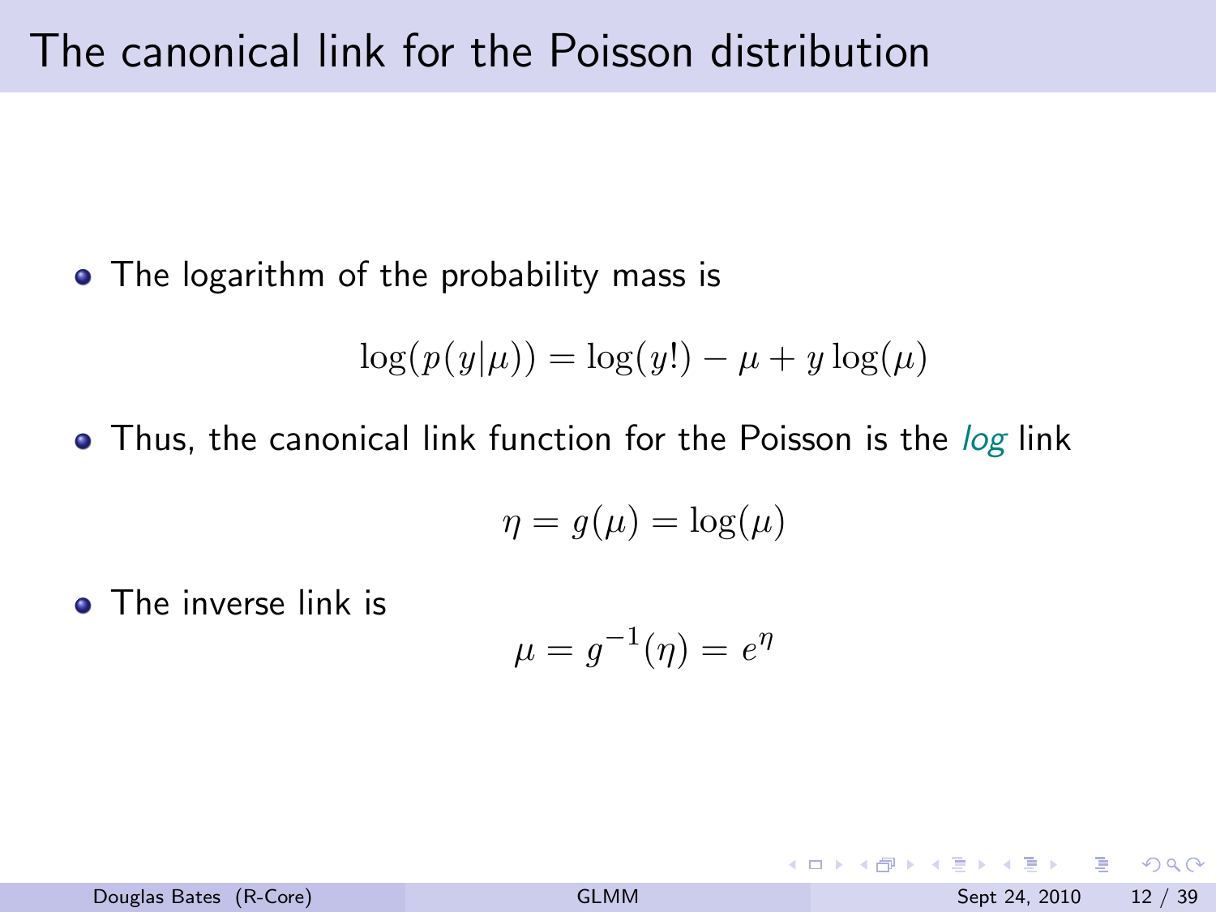# The canonical link for the Poisson distribution

- The logarithm of the probability mass is

$$\log(p(y|\mu)) = \log(y!) - \mu + y\log(\mu)$$

- Thus, the canonical link function for the Poisson is the *log* link

$$\eta = g(\mu) = \log(\mu)$$

- The inverse link is

$$\mu = g^{-1}(\eta) = e^{\eta}$$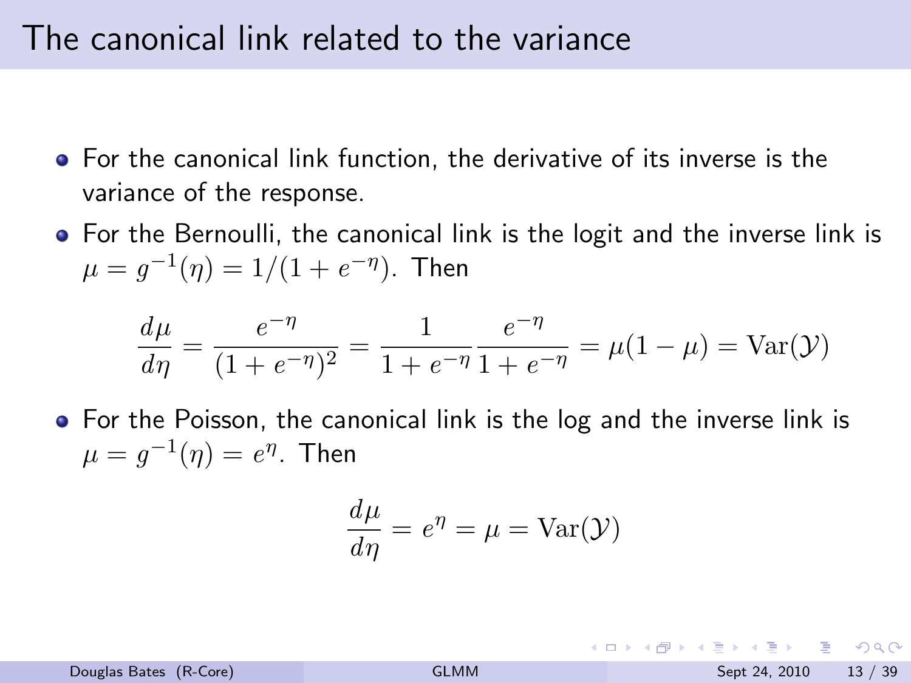# The canonical link related to the variance

- For the canonical link function, the derivative of its inverse is the variance of the response.
- For the Bernoulli, the canonical link is the logit and the inverse link is $\mu = g^{-1}(\eta) = 1/(1 + e^{-\eta})$. Then

$$\frac{d\mu}{d\eta} = \frac{e^{-\eta}}{(1 + e^{-\eta})^2} = \frac{1}{1 + e^{-\eta}} \frac{e^{-\eta}}{1 + e^{-\eta}} = \mu(1 - \mu) = \mathrm{Var}(\mathcal{Y})$$

- For the Poisson, the canonical link is the log and the inverse link is $\mu = g^{-1}(\eta) = e^{\eta}$. Then

$$\frac{d\mu}{d\eta} = e^{\eta} = \mu = \mathrm{Var}(\mathcal{Y})$$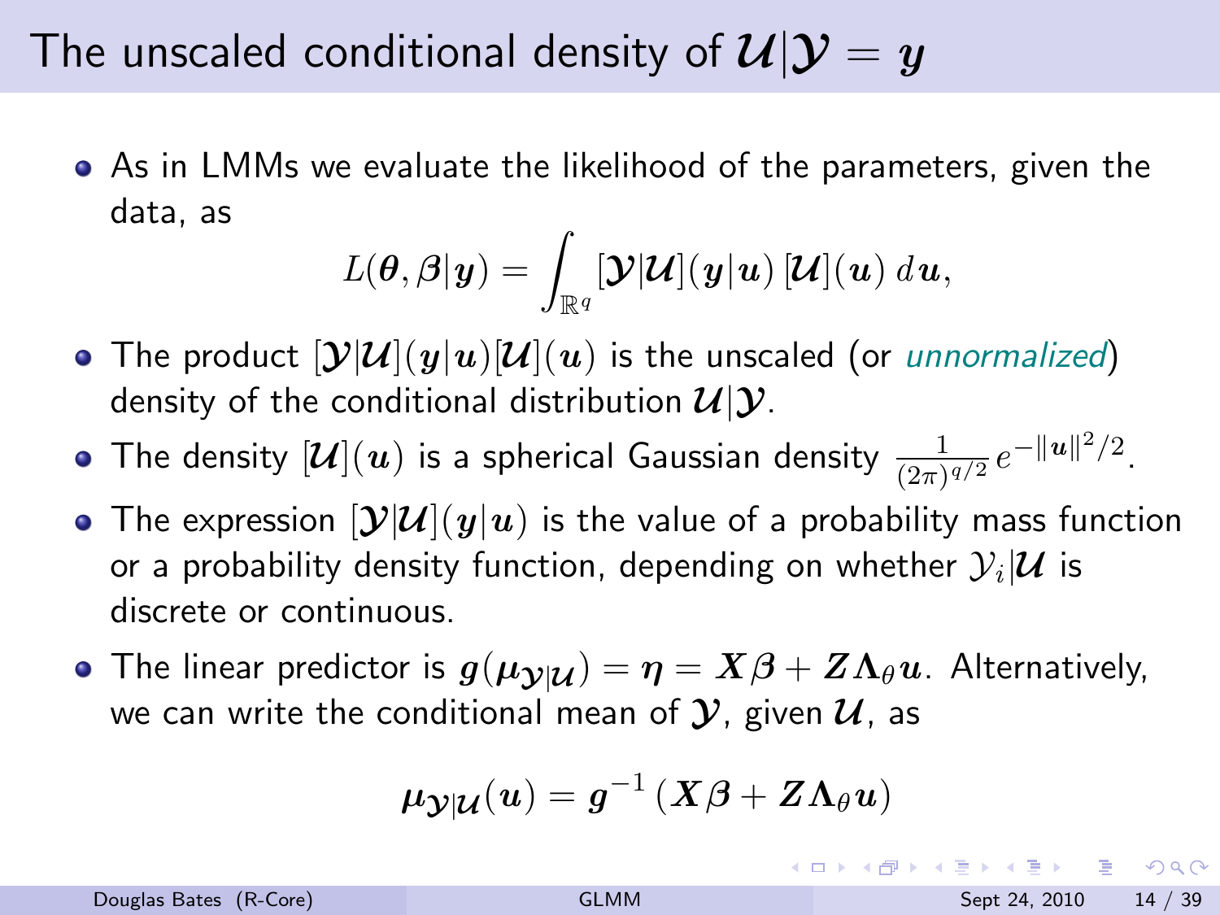# The unscaled conditional density of $\mathcal{U}|\mathcal{Y} = \boldsymbol{y}$

- As in LMMs we evaluate the likelihood of the parameters, given the data, as

$$L(\boldsymbol{\theta}, \boldsymbol{\beta}|\boldsymbol{y}) = \int_{\mathbb{R}^q} [\mathcal{Y}|\mathcal{U}](\boldsymbol{y}|\boldsymbol{u})\, [\mathcal{U}](\boldsymbol{u})\, d\boldsymbol{u},$$

- The product $[\mathcal{Y}|\mathcal{U}](\boldsymbol{y}|\boldsymbol{u})[\mathcal{U}](\boldsymbol{u})$ is the unscaled (or *unnormalized*) density of the conditional distribution $\mathcal{U}|\mathcal{Y}$.
- The density $[\mathcal{U}](\boldsymbol{u})$ is a spherical Gaussian density $\frac{1}{(2\pi)^{q/2}} e^{-\|\boldsymbol{u}\|^2/2}$.
- The expression $[\mathcal{Y}|\mathcal{U}](\boldsymbol{y}|\boldsymbol{u})$ is the value of a probability mass function or a probability density function, depending on whether $\mathcal{Y}_i|\mathcal{U}$ is discrete or continuous.
- The linear predictor is $\boldsymbol{g}(\boldsymbol{\mu}_{\mathcal{Y}|\mathcal{U}}) = \boldsymbol{\eta} = \boldsymbol{X}\boldsymbol{\beta} + \boldsymbol{Z}\boldsymbol{\Lambda}_\theta \boldsymbol{u}$. Alternatively, we can write the conditional mean of $\mathcal{Y}$, given $\mathcal{U}$, as

$$\boldsymbol{\mu}_{\mathcal{Y}|\mathcal{U}}(\boldsymbol{u}) = \boldsymbol{g}^{-1}\left(\boldsymbol{X}\boldsymbol{\beta} + \boldsymbol{Z}\boldsymbol{\Lambda}_\theta \boldsymbol{u}\right)$$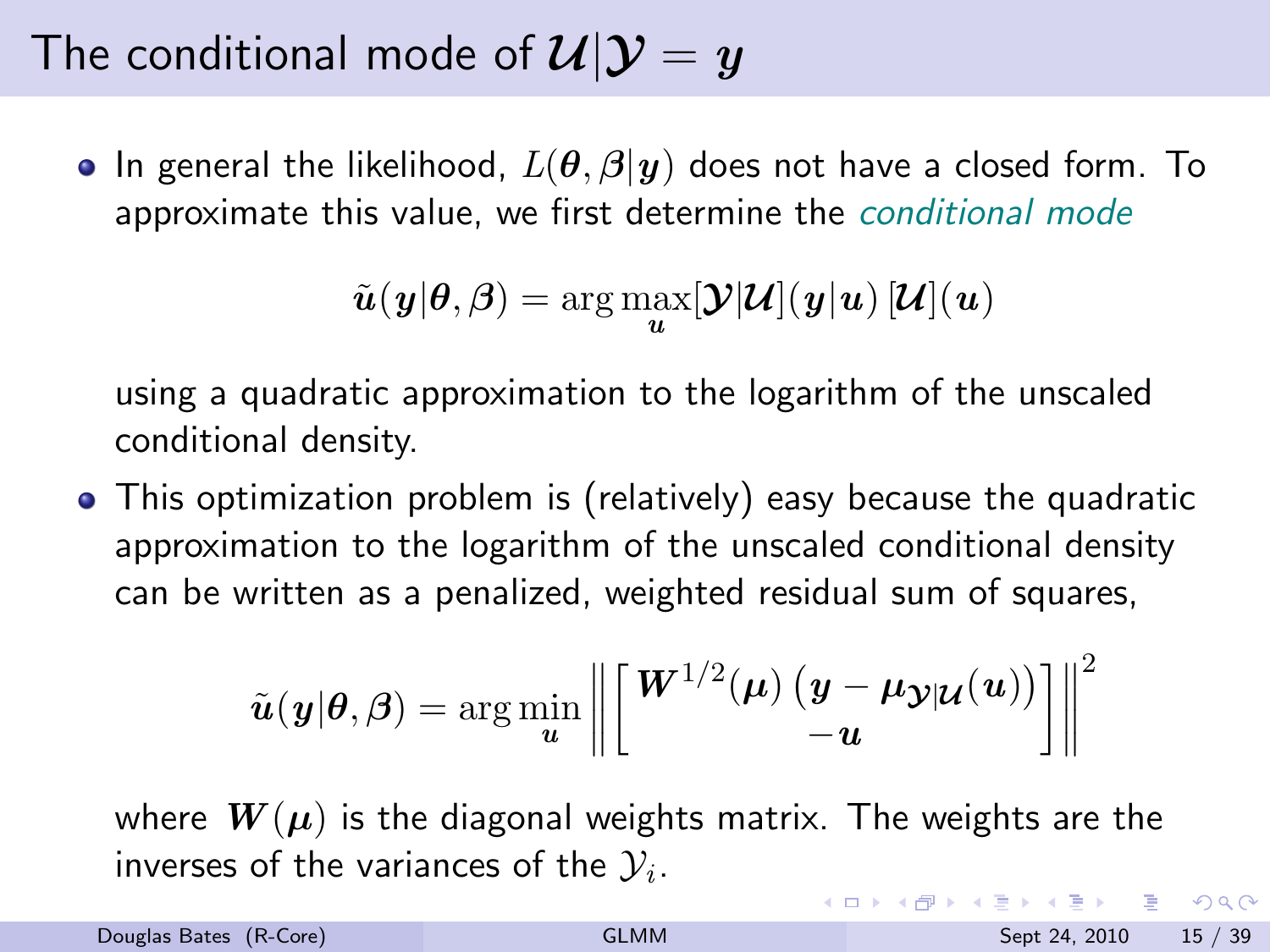# The conditional mode of $\mathcal{U}|\mathcal{Y} = \boldsymbol{y}$

- In general the likelihood, $L(\boldsymbol{\theta}, \boldsymbol{\beta}|\boldsymbol{y})$ does not have a closed form. To approximate this value, we first determine the *conditional mode*

$$\tilde{\boldsymbol{u}}(\boldsymbol{y}|\boldsymbol{\theta}, \boldsymbol{\beta}) = \arg\max_{\boldsymbol{u}} [\mathcal{Y}|\mathcal{U}](\boldsymbol{y}|\boldsymbol{u}) \, [\mathcal{U}](\boldsymbol{u})$$

  using a quadratic approximation to the logarithm of the unscaled conditional density.

- This optimization problem is (relatively) easy because the quadratic approximation to the logarithm of the unscaled conditional density can be written as a penalized, weighted residual sum of squares,

$$\tilde{\boldsymbol{u}}(\boldsymbol{y}|\boldsymbol{\theta}, \boldsymbol{\beta}) = \arg\min_{\boldsymbol{u}} \left\| \begin{bmatrix} \boldsymbol{W}^{1/2}(\boldsymbol{\mu}) \left( \boldsymbol{y} - \boldsymbol{\mu}_{\mathcal{Y}|\mathcal{U}}(\boldsymbol{u}) \right) \\ -\boldsymbol{u} \end{bmatrix} \right\|^2$$

  where $\boldsymbol{W}(\boldsymbol{\mu})$ is the diagonal weights matrix. The weights are the inverses of the variances of the $\mathcal{Y}_i$.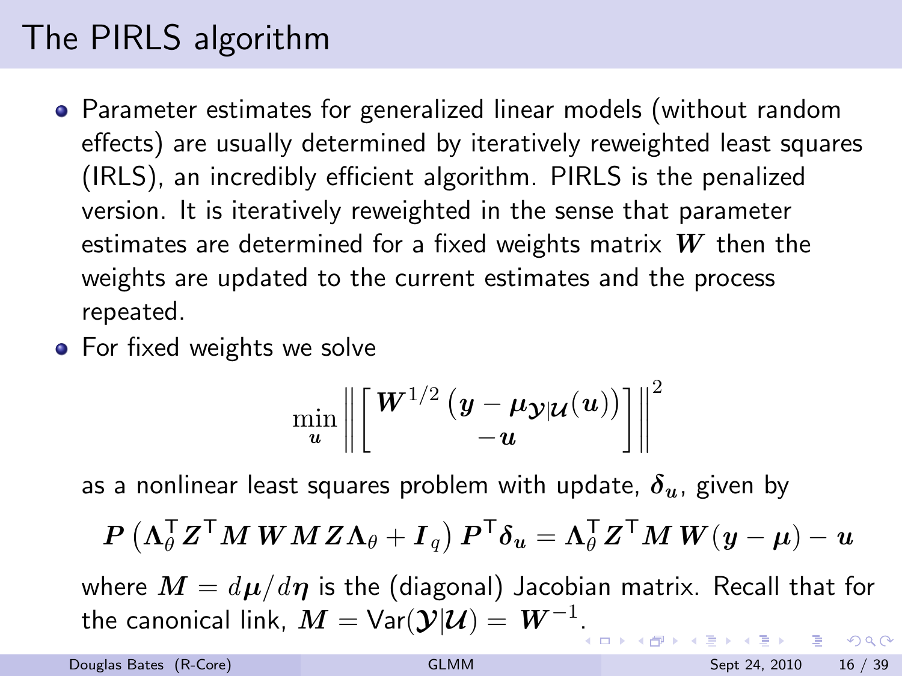# The PIRLS algorithm

- Parameter estimates for generalized linear models (without random effects) are usually determined by iteratively reweighted least squares (IRLS), an incredibly efficient algorithm. PIRLS is the penalized version. It is iteratively reweighted in the sense that parameter estimates are determined for a fixed weights matrix $\boldsymbol{W}$ then the weights are updated to the current estimates and the process repeated.
- For fixed weights we solve

$$\min_{\boldsymbol{u}} \left\| \begin{bmatrix} \boldsymbol{W}^{1/2} \left( \boldsymbol{y} - \boldsymbol{\mu}_{\mathcal{Y}|\mathcal{U}}(\boldsymbol{u}) \right) \\ -\boldsymbol{u} \end{bmatrix} \right\|^2$$

as a nonlinear least squares problem with update, $\boldsymbol{\delta}_{\boldsymbol{u}}$, given by

$$\boldsymbol{P} \left( \boldsymbol{\Lambda}_\theta^\mathsf{T} \boldsymbol{Z}^\mathsf{T} \boldsymbol{M} \, \boldsymbol{W} \boldsymbol{M} \, \boldsymbol{Z} \boldsymbol{\Lambda}_\theta + \boldsymbol{I}_q \right) \boldsymbol{P}^\mathsf{T} \boldsymbol{\delta}_{\boldsymbol{u}} = \boldsymbol{\Lambda}_\theta^\mathsf{T} \boldsymbol{Z}^\mathsf{T} \boldsymbol{M} \, \boldsymbol{W} (\boldsymbol{y} - \boldsymbol{\mu}) - \boldsymbol{u}$$

where $\boldsymbol{M} = d\boldsymbol{\mu}/d\boldsymbol{\eta}$ is the (diagonal) Jacobian matrix. Recall that for the canonical link, $\boldsymbol{M} = \mathsf{Var}(\mathcal{Y}|\mathcal{U}) = \boldsymbol{W}^{-1}$.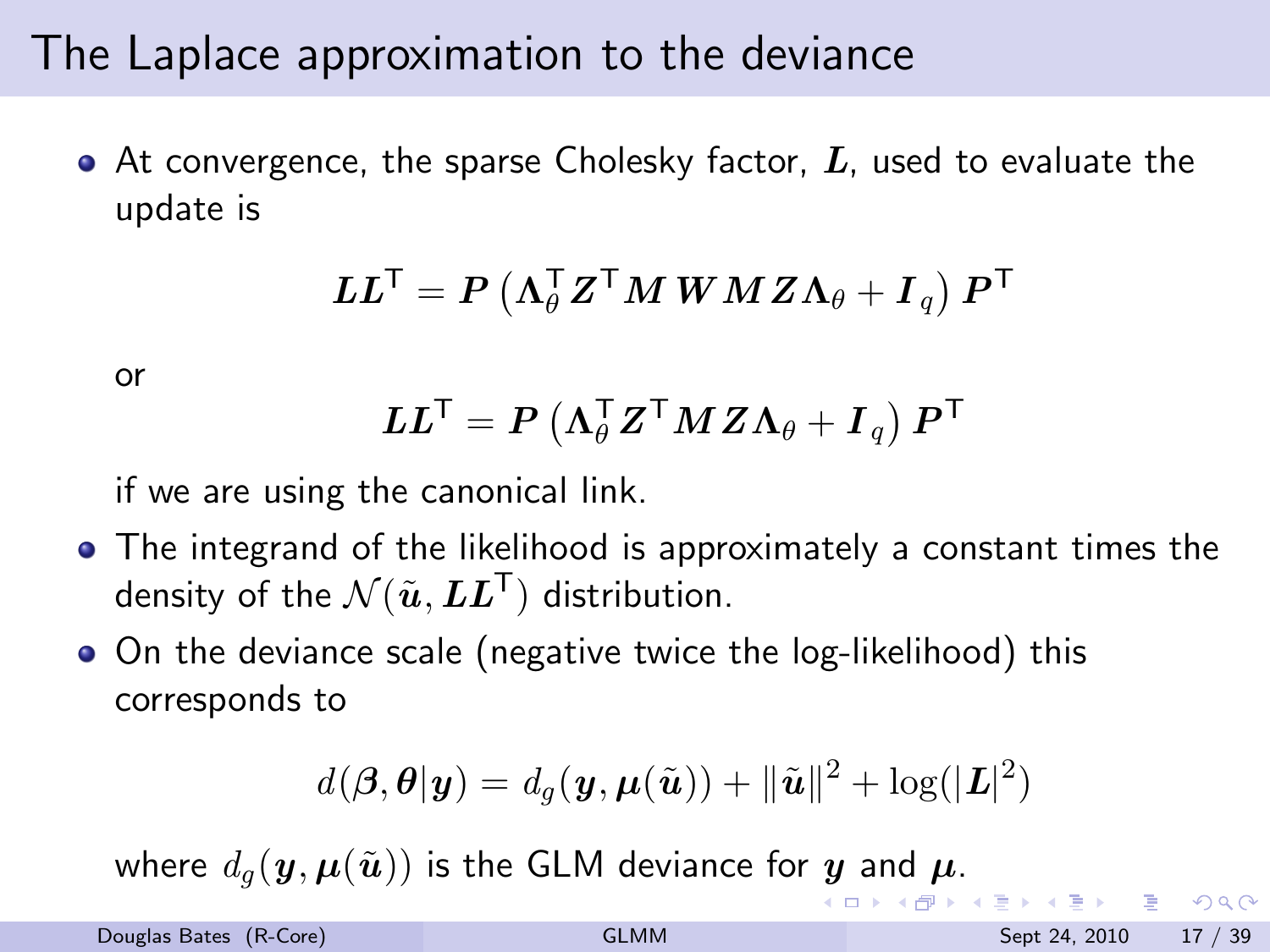# The Laplace approximation to the deviance

- At convergence, the sparse Cholesky factor, $\boldsymbol{L}$, used to evaluate the update is

$$\boldsymbol{L}\boldsymbol{L}^\mathsf{T} = \boldsymbol{P}\left(\boldsymbol{\Lambda}_\theta^\mathsf{T}\boldsymbol{Z}^\mathsf{T}\boldsymbol{M}\,\boldsymbol{W}\,\boldsymbol{M}\,\boldsymbol{Z}\boldsymbol{\Lambda}_\theta + \boldsymbol{I}_q\right)\boldsymbol{P}^\mathsf{T}$$

  or

$$\boldsymbol{L}\boldsymbol{L}^\mathsf{T} = \boldsymbol{P}\left(\boldsymbol{\Lambda}_\theta^\mathsf{T}\boldsymbol{Z}^\mathsf{T}\boldsymbol{M}\,\boldsymbol{Z}\boldsymbol{\Lambda}_\theta + \boldsymbol{I}_q\right)\boldsymbol{P}^\mathsf{T}$$

  if we are using the canonical link.

- The integrand of the likelihood is approximately a constant times the density of the $\mathcal{N}(\tilde{\boldsymbol{u}}, \boldsymbol{L}\boldsymbol{L}^\mathsf{T})$ distribution.
- On the deviance scale (negative twice the log-likelihood) this corresponds to

$$d(\boldsymbol{\beta}, \boldsymbol{\theta}|\boldsymbol{y}) = d_g(\boldsymbol{y}, \boldsymbol{\mu}(\tilde{\boldsymbol{u}})) + \|\tilde{\boldsymbol{u}}\|^2 + \log(|\boldsymbol{L}|^2)$$

  where $d_g(\boldsymbol{y}, \boldsymbol{\mu}(\tilde{\boldsymbol{u}}))$ is the GLM deviance for $\boldsymbol{y}$ and $\boldsymbol{\mu}$.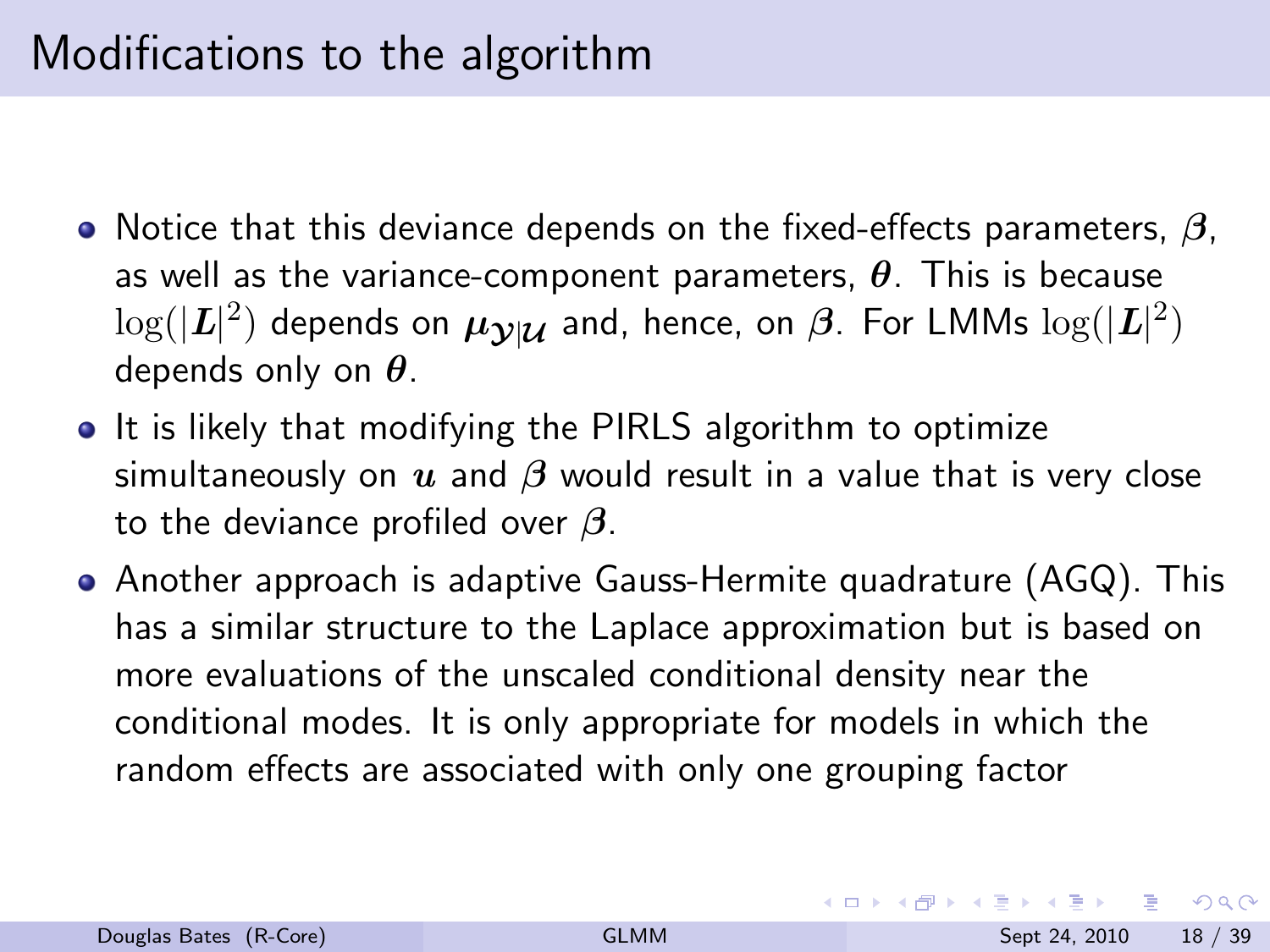# Modifications to the algorithm

- Notice that this deviance depends on the fixed-effects parameters, $\boldsymbol{\beta}$, as well as the variance-component parameters, $\boldsymbol{\theta}$. This is because $\log(|\boldsymbol{L}|^2)$ depends on $\boldsymbol{\mu}_{\mathcal{Y}|\mathcal{U}}$ and, hence, on $\boldsymbol{\beta}$. For LMMs $\log(|\boldsymbol{L}|^2)$ depends only on $\boldsymbol{\theta}$.
- It is likely that modifying the PIRLS algorithm to optimize simultaneously on $\boldsymbol{u}$ and $\boldsymbol{\beta}$ would result in a value that is very close to the deviance profiled over $\boldsymbol{\beta}$.
- Another approach is adaptive Gauss-Hermite quadrature (AGQ). This has a similar structure to the Laplace approximation but is based on more evaluations of the unscaled conditional density near the conditional modes. It is only appropriate for models in which the random effects are associated with only one grouping factor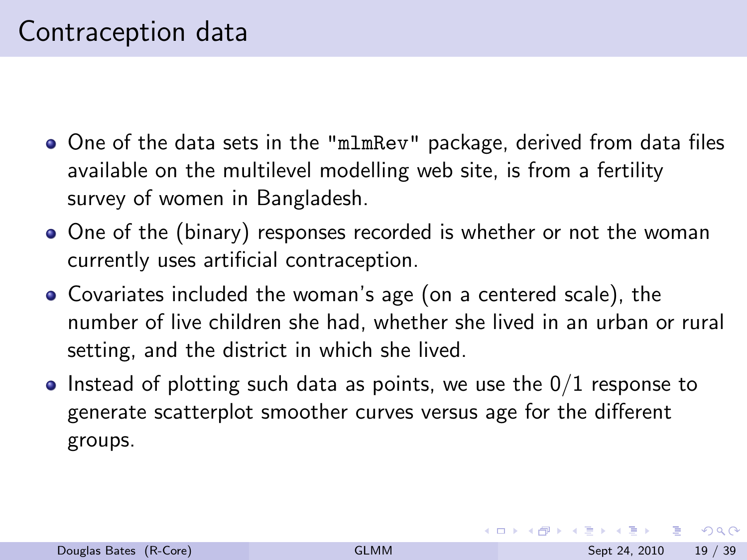# Contraception data

- One of the data sets in the `"mlmRev"` package, derived from data files available on the multilevel modelling web site, is from a fertility survey of women in Bangladesh.
- One of the (binary) responses recorded is whether or not the woman currently uses artificial contraception.
- Covariates included the woman's age (on a centered scale), the number of live children she had, whether she lived in an urban or rural setting, and the district in which she lived.
- Instead of plotting such data as points, we use the 0/1 response to generate scatterplot smoother curves versus age for the different groups.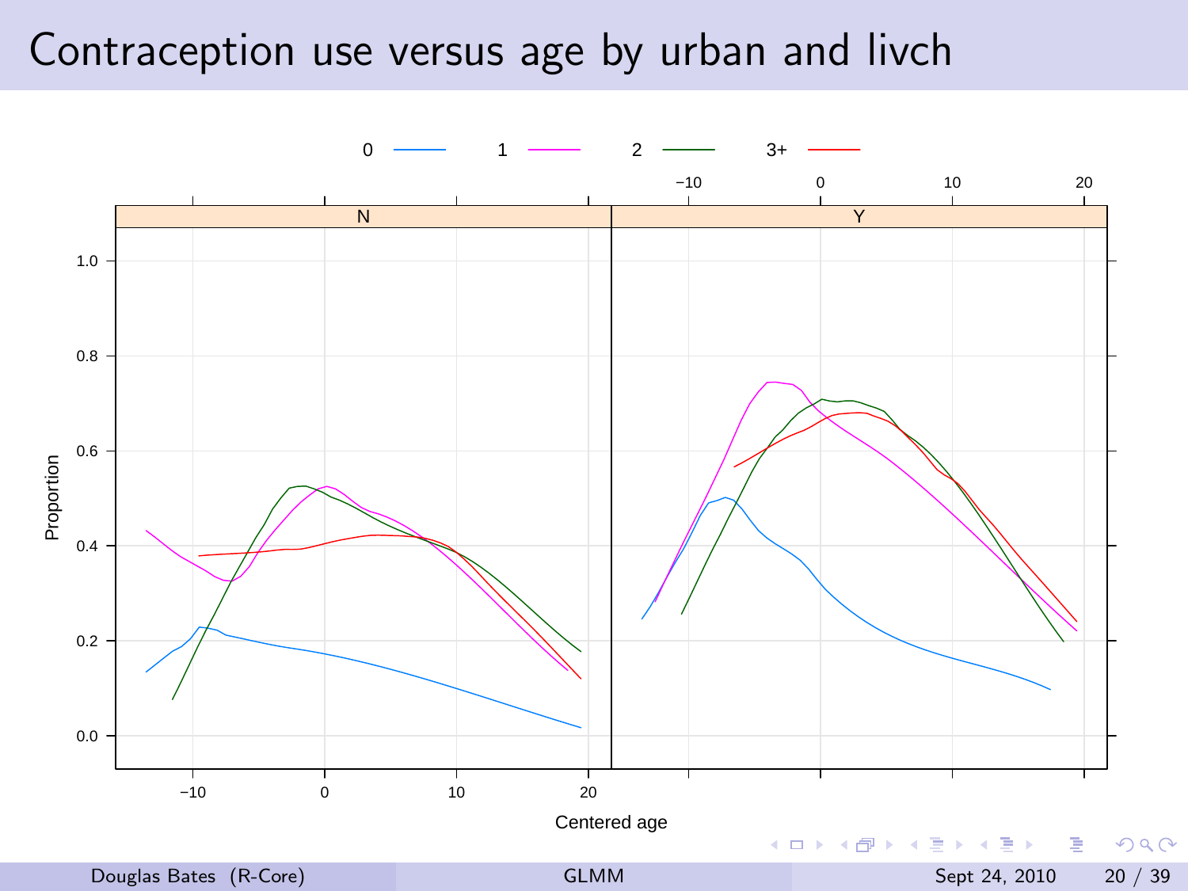# Contraception use versus age by urban and livch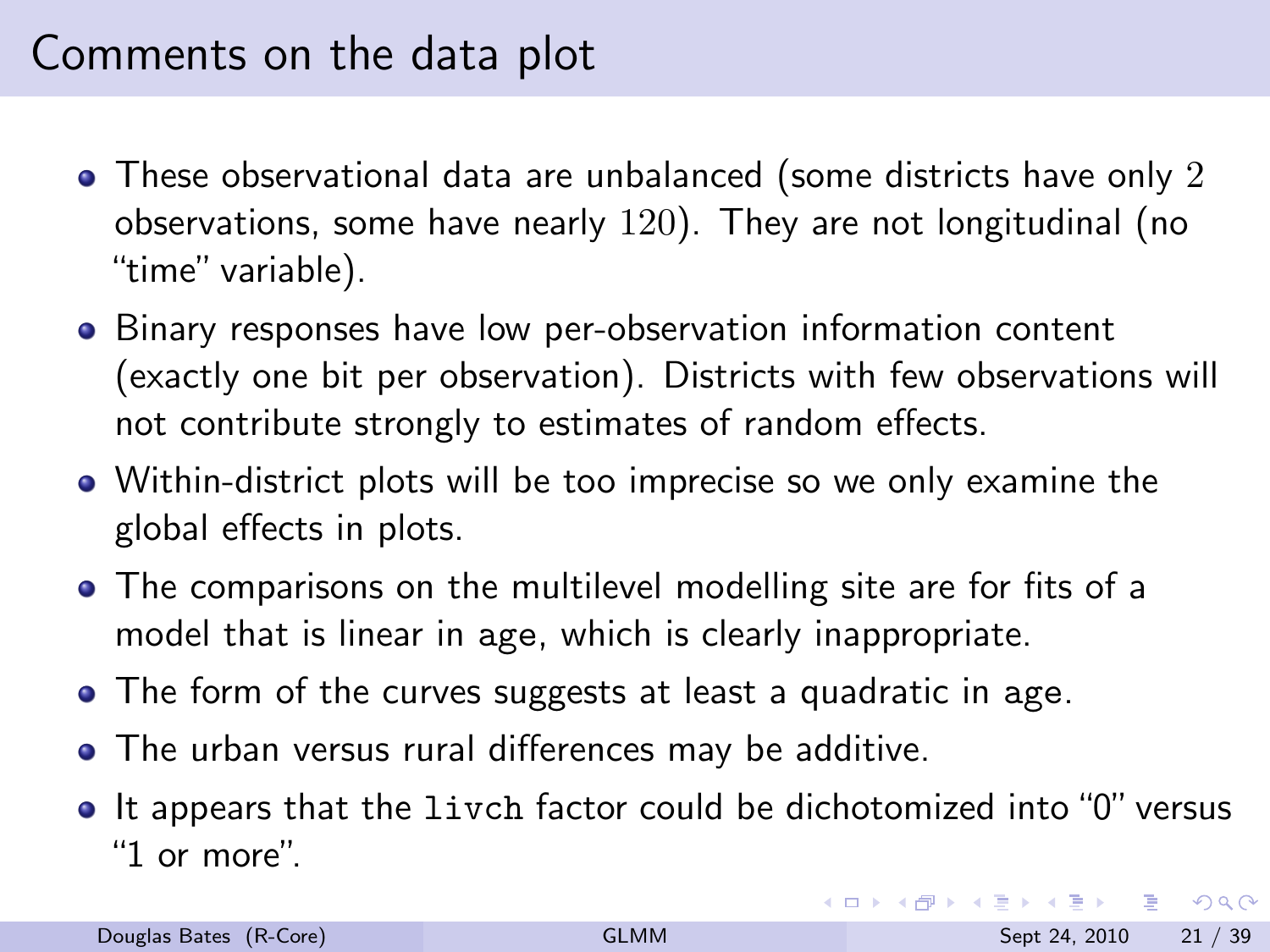# Comments on the data plot

- These observational data are unbalanced (some districts have only $2$ observations, some have nearly $120$). They are not longitudinal (no "time" variable).
- Binary responses have low per-observation information content (exactly one bit per observation). Districts with few observations will not contribute strongly to estimates of random effects.
- Within-district plots will be too imprecise so we only examine the global effects in plots.
- The comparisons on the multilevel modelling site are for fits of a model that is linear in age, which is clearly inappropriate.
- The form of the curves suggests at least a quadratic in age.
- The urban versus rural differences may be additive.
- It appears that the `livch` factor could be dichotomized into "0" versus "1 or more".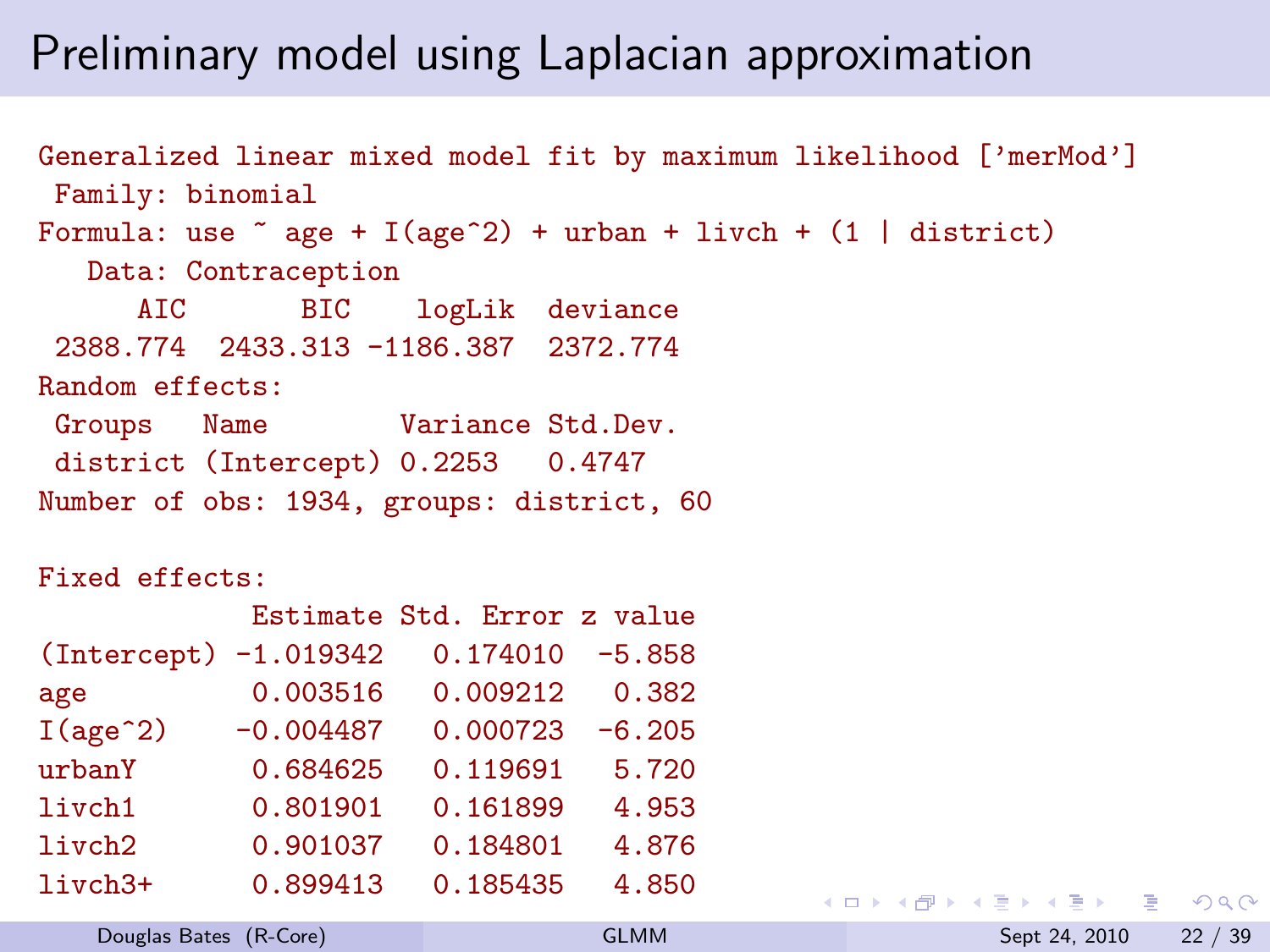# Preliminary model using Laplacian approximation

```
Generalized linear mixed model fit by maximum likelihood ['merMod']
 Family: binomial
Formula: use ~ age + I(age^2) + urban + livch + (1 | district)
   Data: Contraception
      AIC       BIC    logLik  deviance
 2388.774  2433.313 -1186.387  2372.774
Random effects:
 Groups   Name        Variance Std.Dev.
 district (Intercept) 0.2253   0.4747
Number of obs: 1934, groups: district, 60

Fixed effects:
             Estimate Std. Error z value
(Intercept) -1.019342   0.174010  -5.858
age          0.003516   0.009212   0.382
I(age^2)    -0.004487   0.000723  -6.205
urbanY       0.684625   0.119691   5.720
livch1       0.801901   0.161899   4.953
livch2       0.901037   0.184801   4.876
livch3+      0.899413   0.185435   4.850
```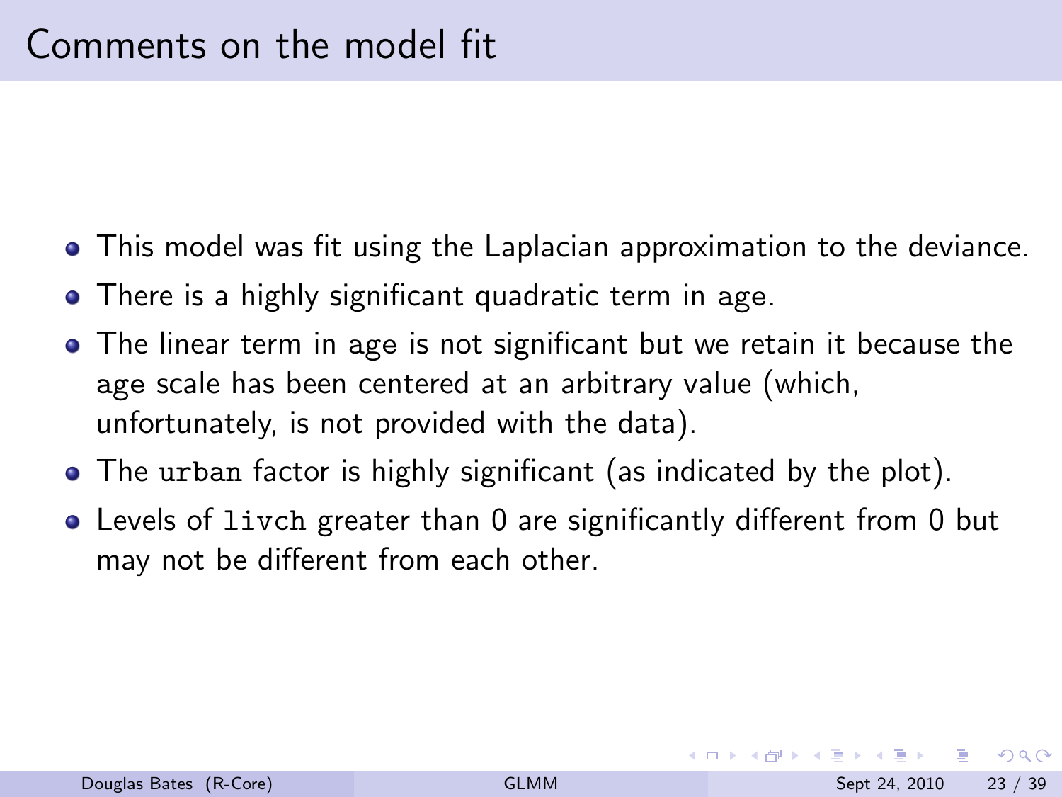# Comments on the model fit

- This model was fit using the Laplacian approximation to the deviance.
- There is a highly significant quadratic term in age.
- The linear term in age is not significant but we retain it because the age scale has been centered at an arbitrary value (which, unfortunately, is not provided with the data).
- The `urban` factor is highly significant (as indicated by the plot).
- Levels of `livch` greater than 0 are significantly different from 0 but may not be different from each other.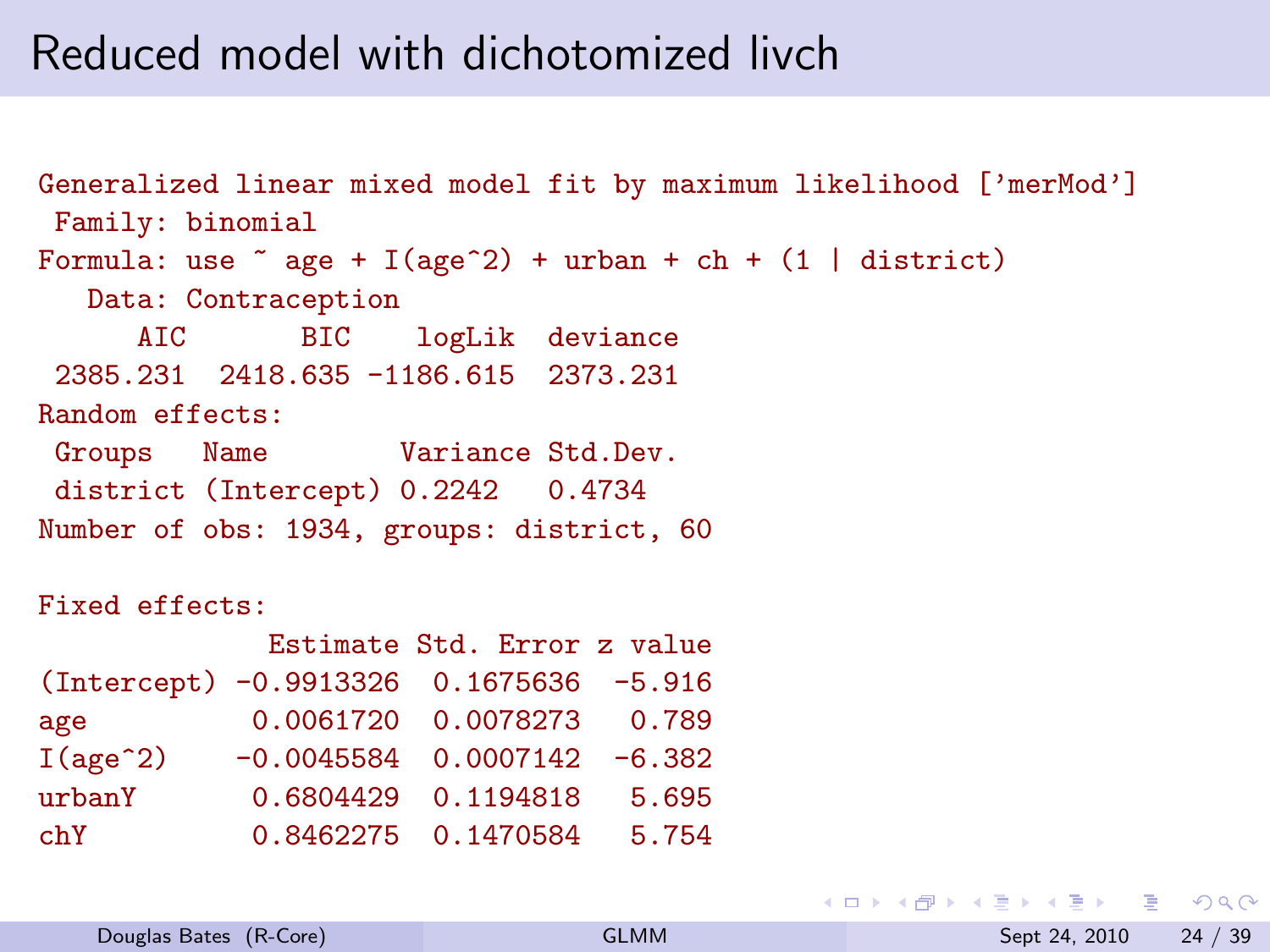# Reduced model with dichotomized livch

```
Generalized linear mixed model fit by maximum likelihood ['merMod']
 Family: binomial
Formula: use ~ age + I(age^2) + urban + ch + (1 | district)
   Data: Contraception
      AIC       BIC    logLik  deviance
 2385.231  2418.635 -1186.615  2373.231
Random effects:
 Groups   Name        Variance Std.Dev.
 district (Intercept) 0.2242   0.4734
Number of obs: 1934, groups: district, 60

Fixed effects:
              Estimate Std. Error z value
(Intercept) -0.9913326  0.1675636  -5.916
age          0.0061720  0.0078273   0.789
I(age^2)    -0.0045584  0.0007142  -6.382
urbanY       0.6804429  0.1194818   5.695
chY          0.8462275  0.1470584   5.754
```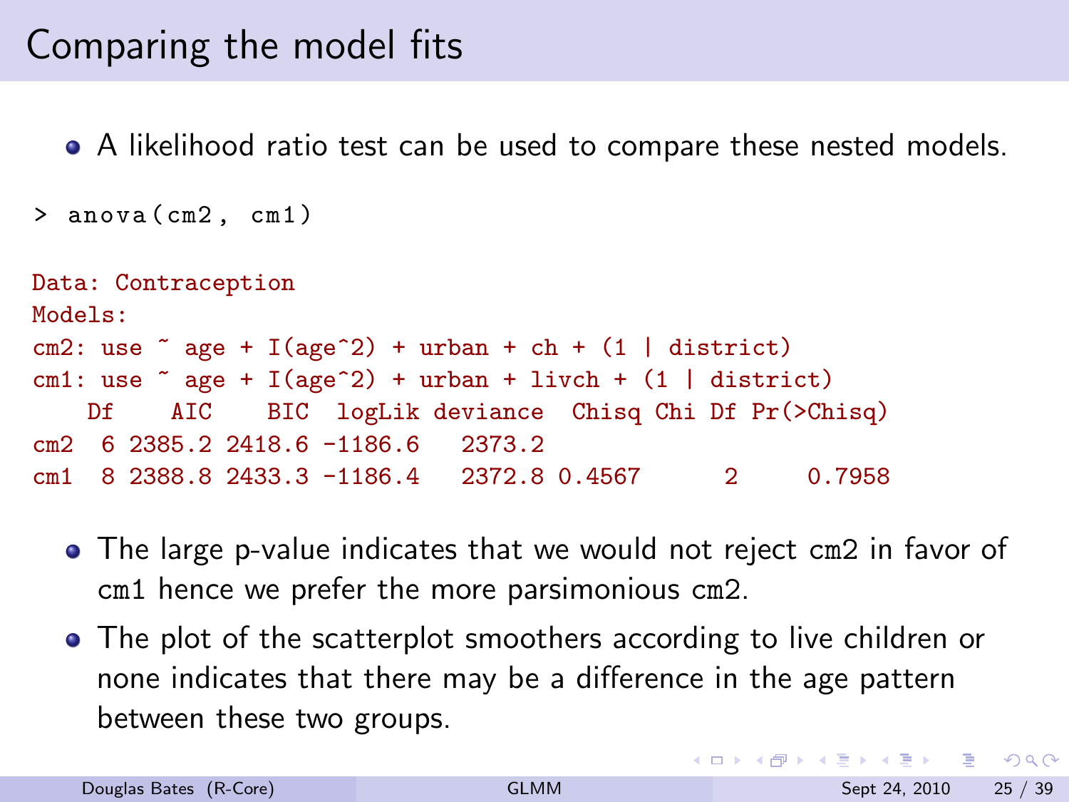# Comparing the model fits

- A likelihood ratio test can be used to compare these nested models.

```
> anova(cm2, cm1)

Data: Contraception
Models:
cm2: use ~ age + I(age^2) + urban + ch + (1 | district)
cm1: use ~ age + I(age^2) + urban + livch + (1 | district)
    Df    AIC    BIC  logLik deviance  Chisq Chi Df Pr(>Chisq)
cm2  6 2385.2 2418.6 -1186.6   2373.2
cm1  8 2388.8 2433.3 -1186.4   2372.8 0.4567      2     0.7958
```

- The large p-value indicates that we would not reject cm2 in favor of cm1 hence we prefer the more parsimonious cm2.
- The plot of the scatterplot smoothers according to live children or none indicates that there may be a difference in the age pattern between these two groups.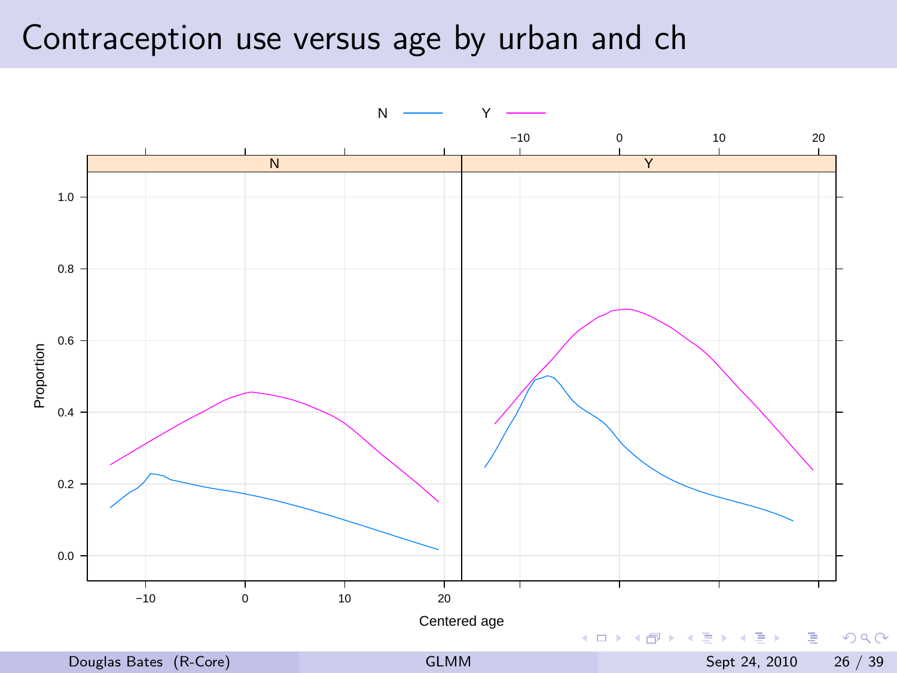# Contraception use versus age by urban and ch

N —— Y ——

Proportion

Centered age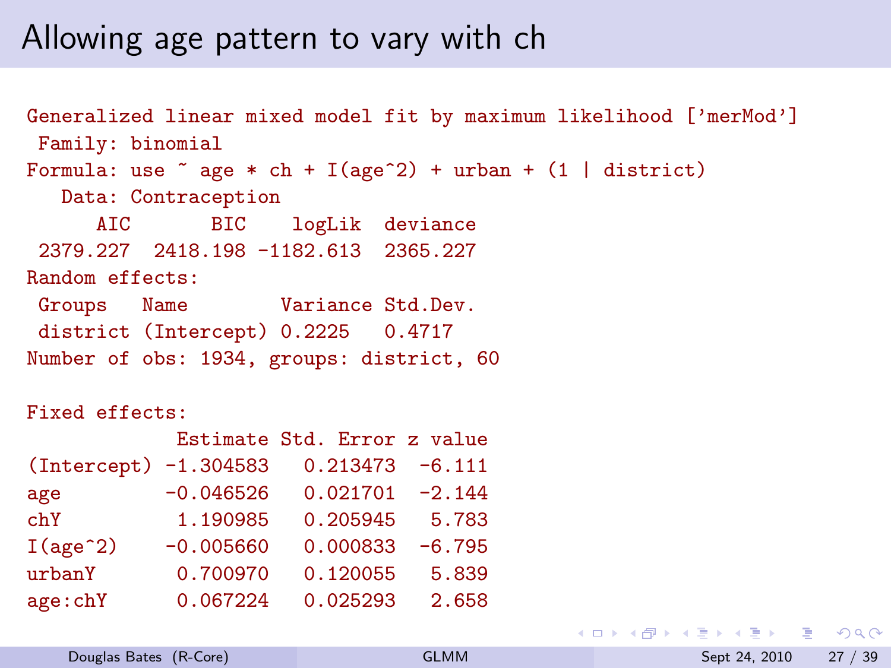# Allowing age pattern to vary with ch

```
Generalized linear mixed model fit by maximum likelihood ['merMod']
 Family: binomial
Formula: use ~ age * ch + I(age^2) + urban + (1 | district)
   Data: Contraception
      AIC       BIC    logLik  deviance
 2379.227  2418.198 -1182.613  2365.227
Random effects:
 Groups   Name        Variance Std.Dev.
 district (Intercept) 0.2225   0.4717
Number of obs: 1934, groups: district, 60

Fixed effects:
             Estimate Std. Error z value
(Intercept) -1.304583   0.213473  -6.111
age         -0.046526   0.021701  -2.144
chY          1.190985   0.205945   5.783
I(age^2)    -0.005660   0.000833  -6.795
urbanY       0.700970   0.120055   5.839
age:chY      0.067224   0.025293   2.658
```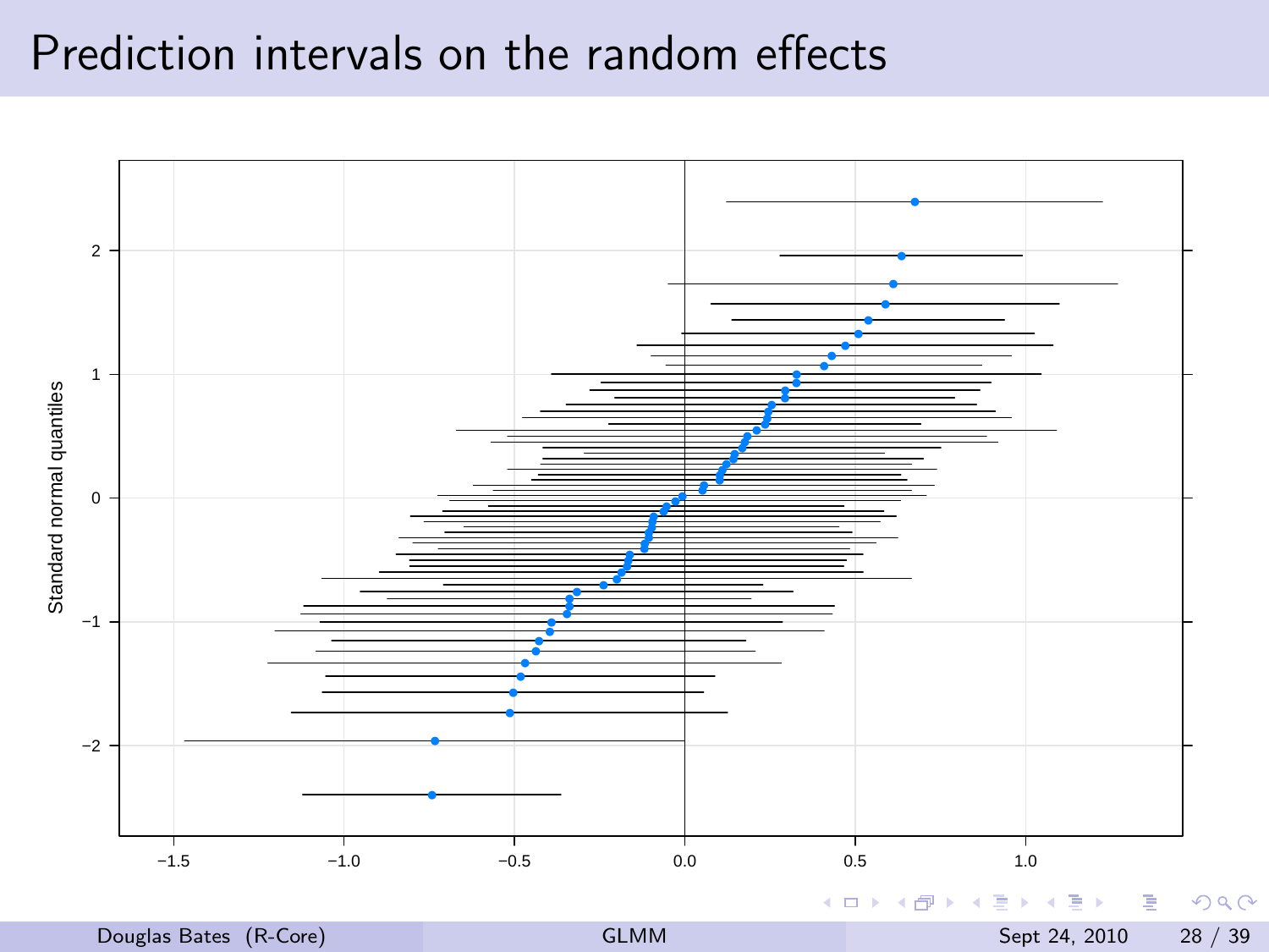# Prediction intervals on the random effects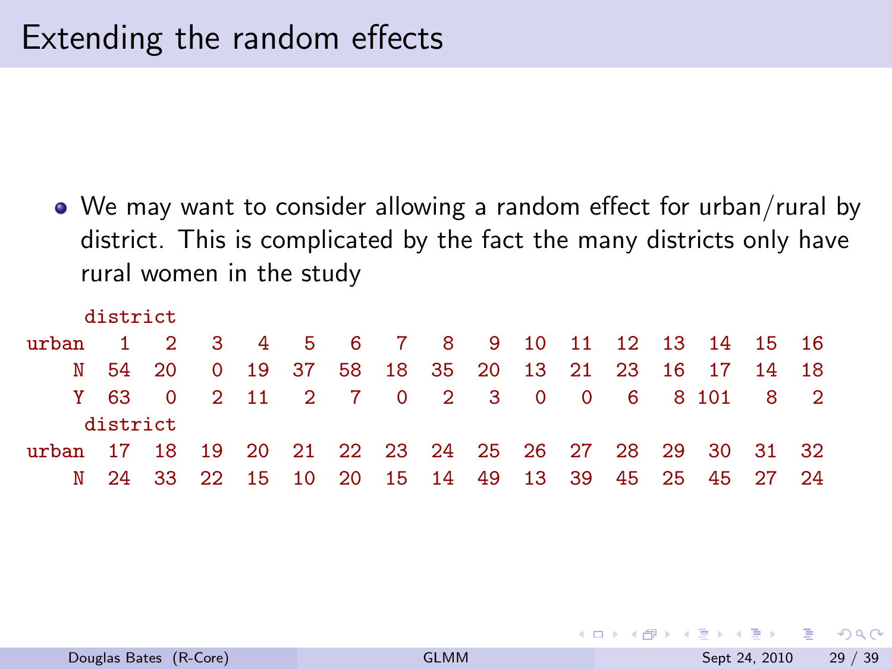# Extending the random effects

- We may want to consider allowing a random effect for urban/rural by district. This is complicated by the fact the many districts only have rural women in the study

```
     district
urban   1   2   3   4   5   6   7   8   9  10  11  12  13  14  15  16
    N  54  20   0  19  37  58  18  35  20  13  21  23  16  17  14  18
    Y  63   0   2  11   2   7   0   2   3   0   0   6   8 101   8   2
     district
urban  17  18  19  20  21  22  23  24  25  26  27  28  29  30  31  32
    N  24  33  22  15  10  20  15  14  49  13  39  45  25  45  27  24
```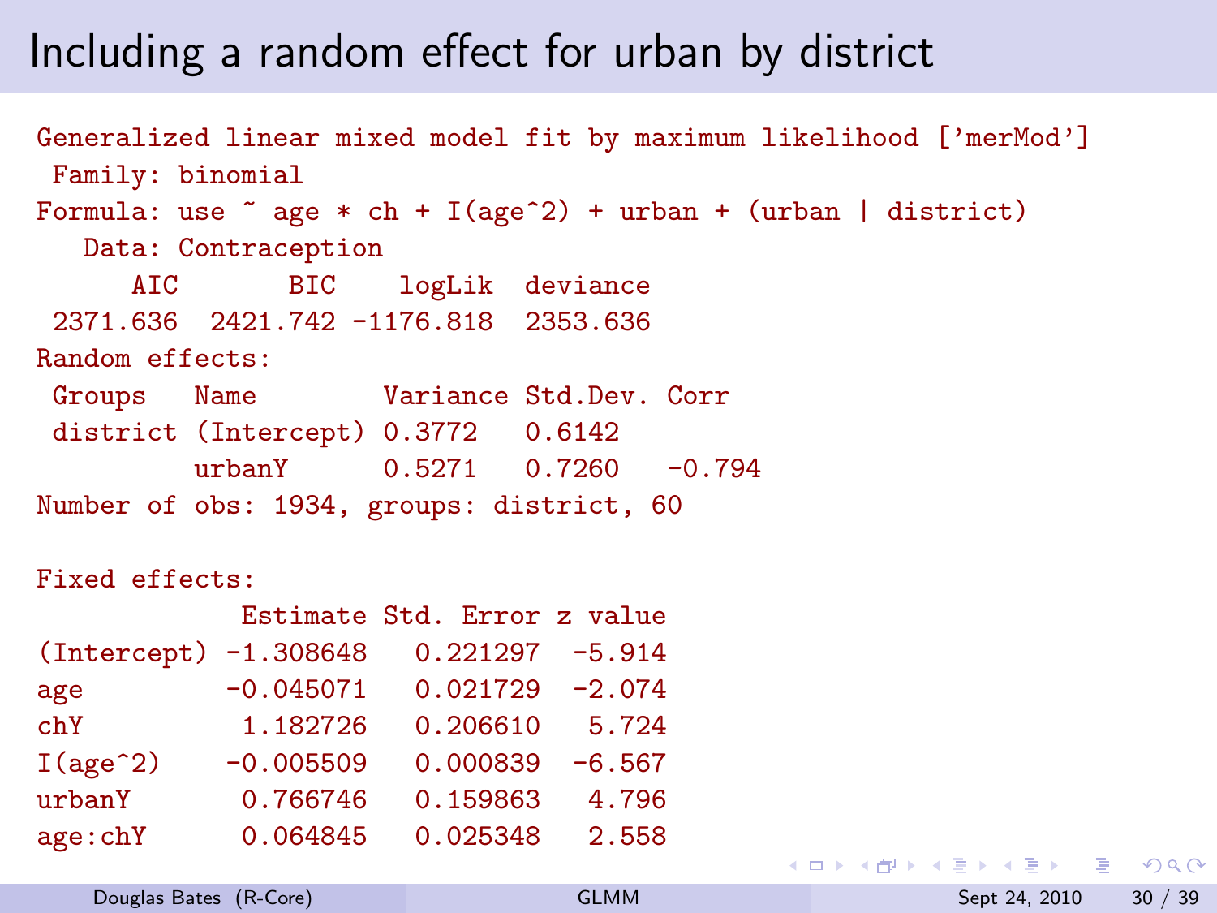# Including a random effect for urban by district

```
Generalized linear mixed model fit by maximum likelihood ['merMod']
 Family: binomial
Formula: use ~ age * ch + I(age^2) + urban + (urban | district)
   Data: Contraception
      AIC       BIC    logLik  deviance
 2371.636  2421.742 -1176.818  2353.636
Random effects:
 Groups   Name        Variance Std.Dev. Corr
 district (Intercept) 0.3772   0.6142
          urbanY      0.5271   0.7260   -0.794
Number of obs: 1934, groups: district, 60

Fixed effects:
             Estimate Std. Error z value
(Intercept) -1.308648   0.221297  -5.914
age         -0.045071   0.021729  -2.074
chY          1.182726   0.206610   5.724
I(age^2)    -0.005509   0.000839  -6.567
urbanY       0.766746   0.159863   4.796
age:chY      0.064845   0.025348   2.558
```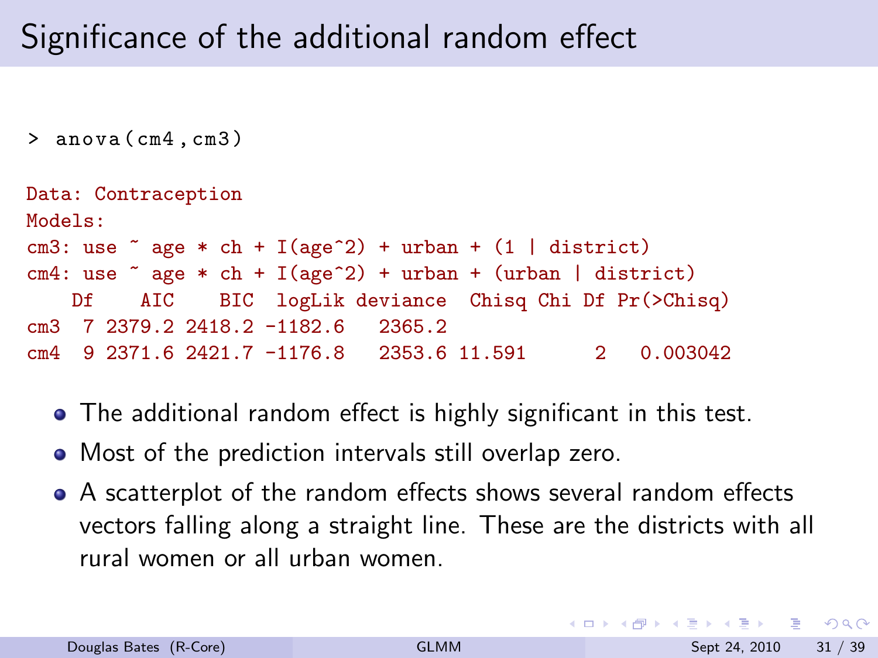# Significance of the additional random effect

```
> anova(cm4,cm3)

Data: Contraception
Models:
cm3: use ~ age * ch + I(age^2) + urban + (1 | district)
cm4: use ~ age * ch + I(age^2) + urban + (urban | district)
    Df    AIC    BIC  logLik deviance  Chisq Chi Df Pr(>Chisq)
cm3  7 2379.2 2418.2 -1182.6   2365.2
cm4  9 2371.6 2421.7 -1176.8   2353.6 11.591      2   0.003042
```

- The additional random effect is highly significant in this test.
- Most of the prediction intervals still overlap zero.
- A scatterplot of the random effects shows several random effects vectors falling along a straight line. These are the districts with all rural women or all urban women.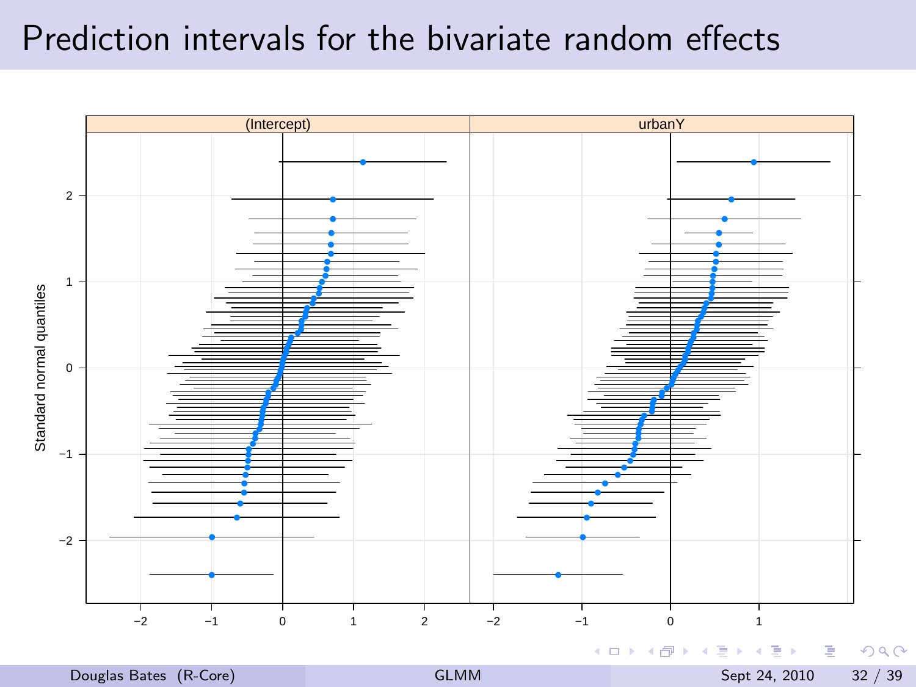# Prediction intervals for the bivariate random effects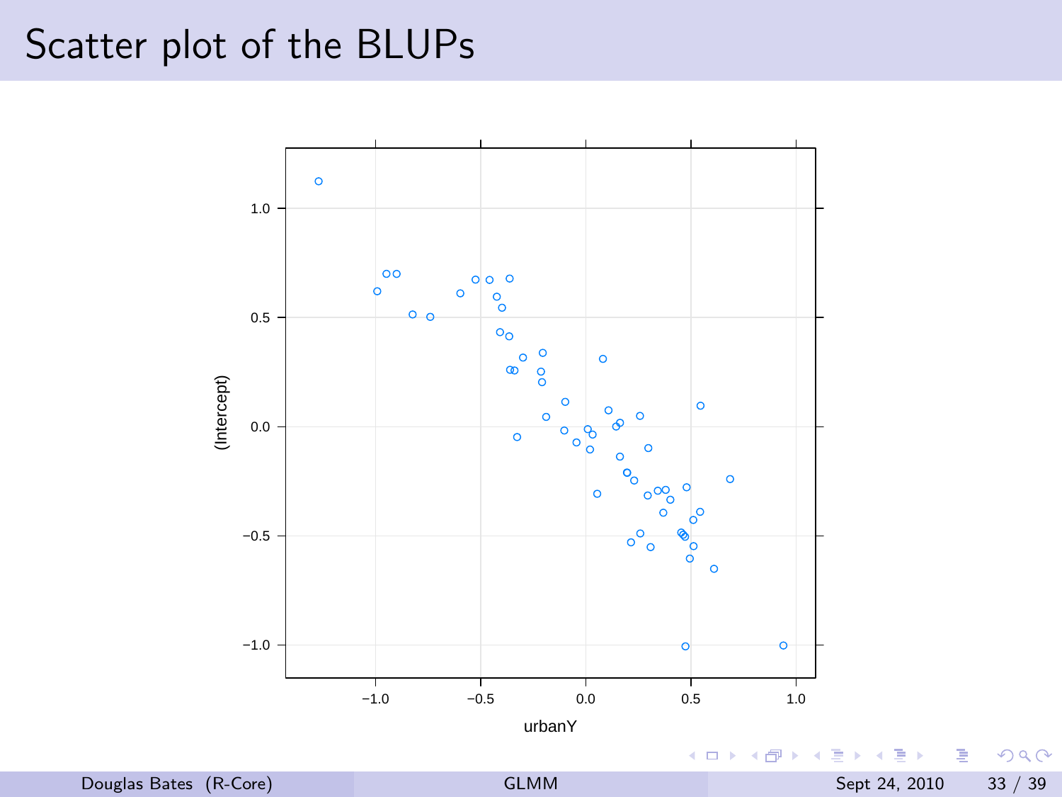# Scatter plot of the BLUPs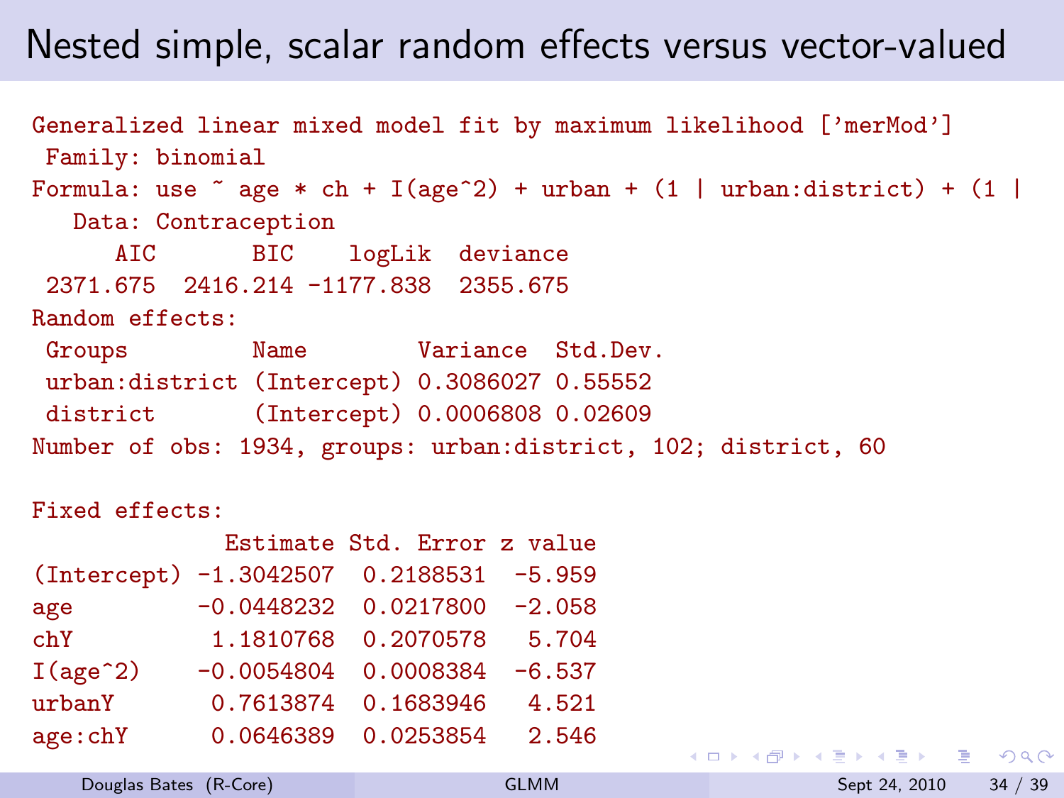# Nested simple, scalar random effects versus vector-valued

```
Generalized linear mixed model fit by maximum likelihood ['merMod']
 Family: binomial
Formula: use ~ age * ch + I(age^2) + urban + (1 | urban:district) + (1 |
   Data: Contraception
      AIC       BIC    logLik  deviance
 2371.675  2416.214 -1177.838  2355.675
Random effects:
 Groups         Name        Variance  Std.Dev.
 urban:district (Intercept) 0.3086027 0.55552
 district       (Intercept) 0.0006808 0.02609
Number of obs: 1934, groups: urban:district, 102; district, 60

Fixed effects:
             Estimate Std. Error z value
(Intercept) -1.3042507  0.2188531  -5.959
age         -0.0448232  0.0217800  -2.058
chY          1.1810768  0.2070578   5.704
I(age^2)    -0.0054804  0.0008384  -6.537
urbanY       0.7613874  0.1683946   4.521
age:chY      0.0646389  0.0253854   2.546
```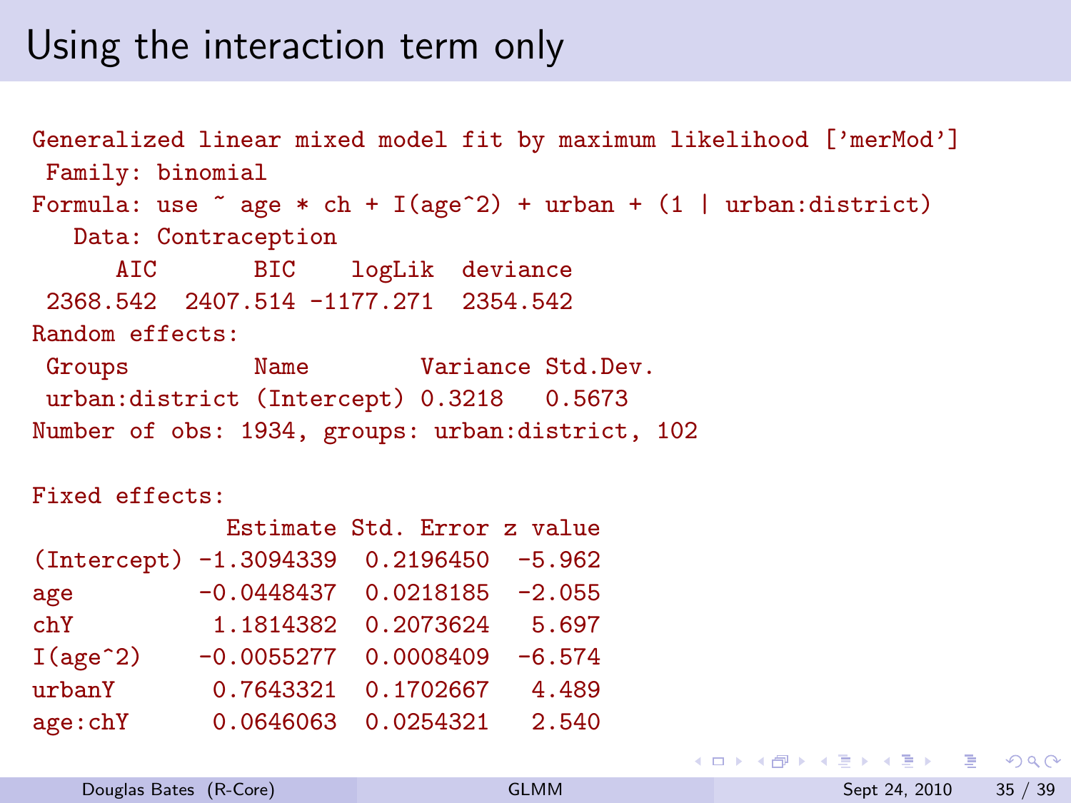# Using the interaction term only

```
Generalized linear mixed model fit by maximum likelihood ['merMod']
 Family: binomial
Formula: use ~ age * ch + I(age^2) + urban + (1 | urban:district)
   Data: Contraception
      AIC       BIC    logLik  deviance
 2368.542  2407.514 -1177.271  2354.542
Random effects:
 Groups         Name        Variance Std.Dev.
 urban:district (Intercept) 0.3218   0.5673
Number of obs: 1934, groups: urban:district, 102

Fixed effects:
              Estimate Std. Error z value
(Intercept) -1.3094339  0.2196450  -5.962
age         -0.0448437  0.0218185  -2.055
chY          1.1814382  0.2073624   5.697
I(age^2)    -0.0055277  0.0008409  -6.574
urbanY       0.7643321  0.1702667   4.489
age:chY      0.0646063  0.0254321   2.540
```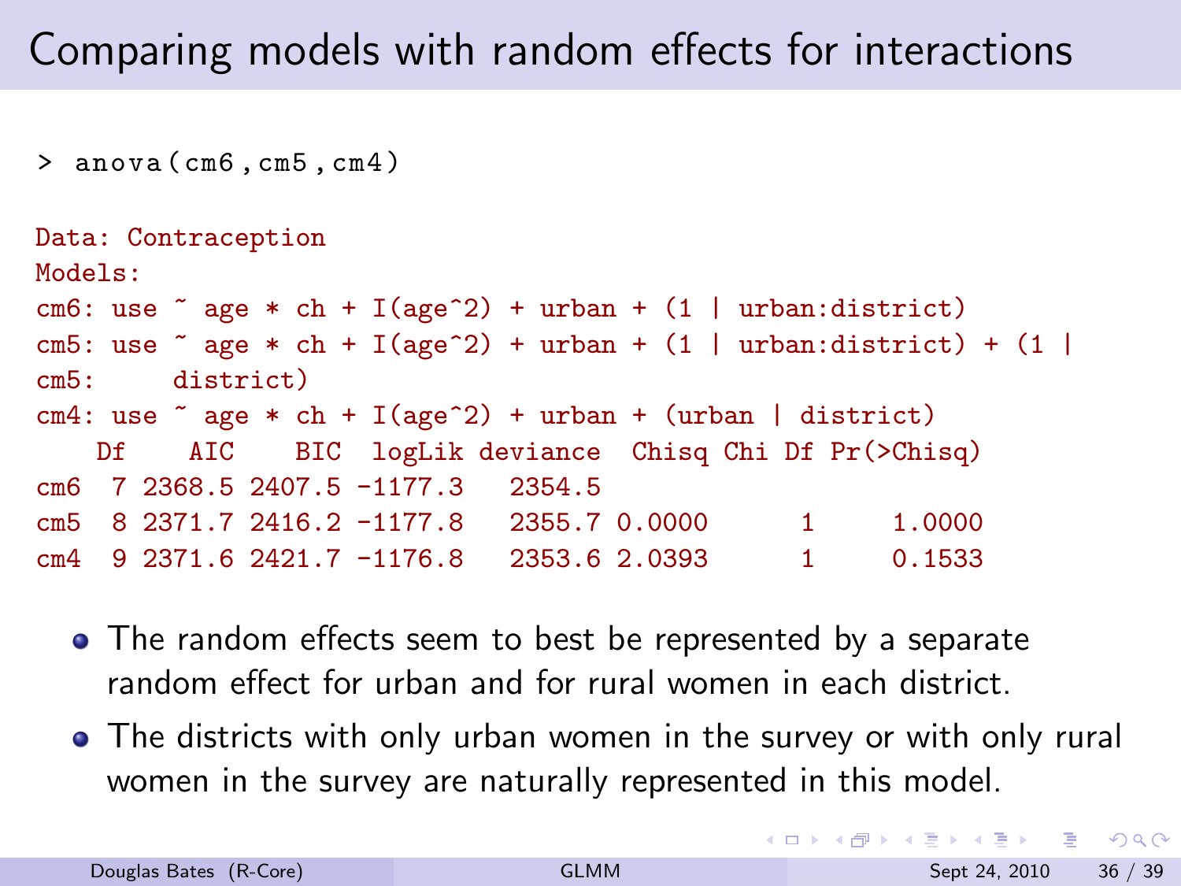# Comparing models with random effects for interactions

```
> anova(cm6,cm5,cm4)

Data: Contraception
Models:
cm6: use ~ age * ch + I(age^2) + urban + (1 | urban:district)
cm5: use ~ age * ch + I(age^2) + urban + (1 | urban:district) + (1 |
cm5:     district)
cm4: use ~ age * ch + I(age^2) + urban + (urban | district)
    Df    AIC    BIC  logLik deviance  Chisq Chi Df Pr(>Chisq)
cm6  7 2368.5 2407.5 -1177.3   2354.5
cm5  8 2371.7 2416.2 -1177.8   2355.7 0.0000      1     1.0000
cm4  9 2371.6 2421.7 -1176.8   2353.6 2.0393      1     0.1533
```

- The random effects seem to best be represented by a separate random effect for urban and for rural women in each district.
- The districts with only urban women in the survey or with only rural women in the survey are naturally represented in this model.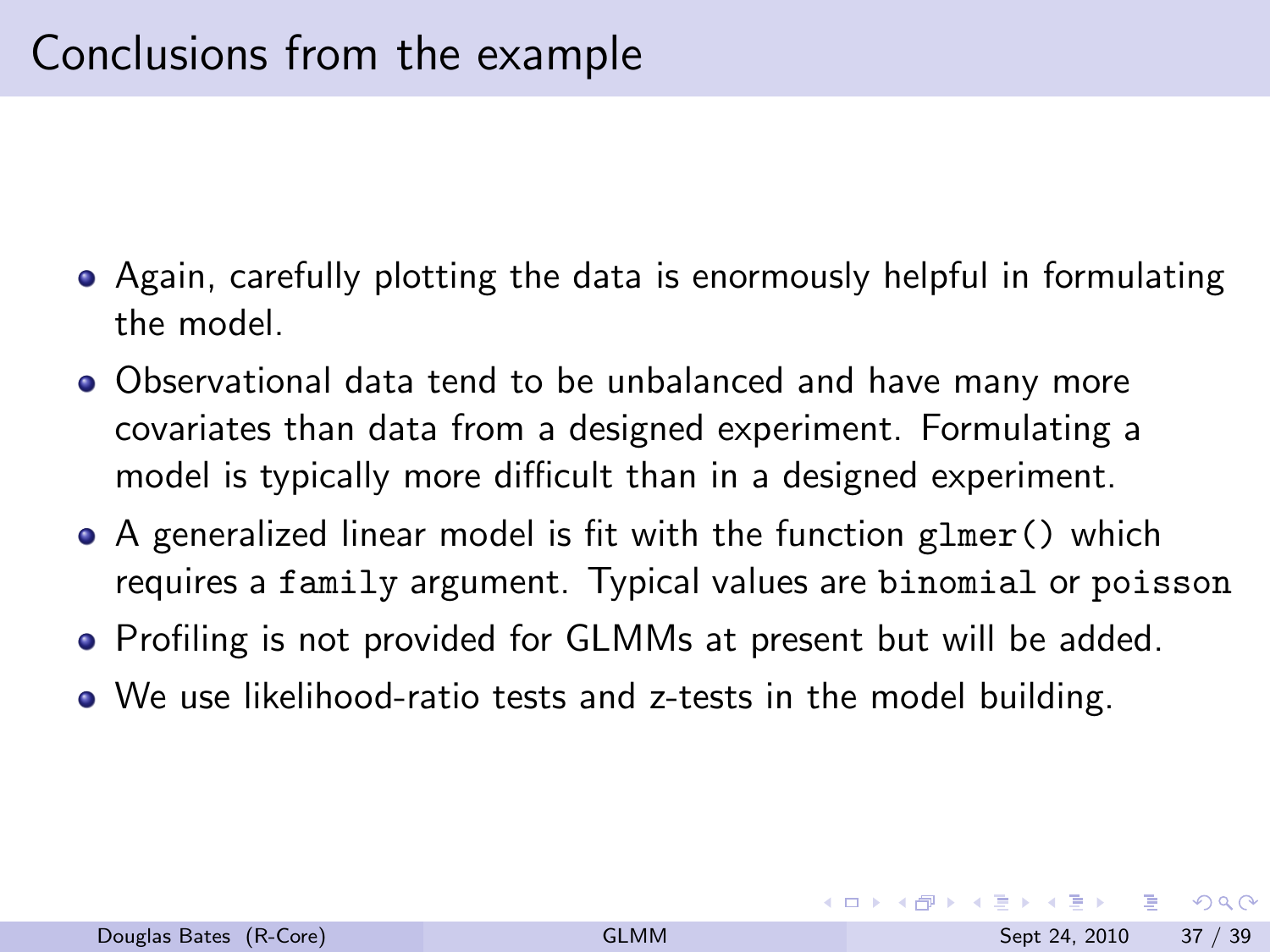# Conclusions from the example

- Again, carefully plotting the data is enormously helpful in formulating the model.
- Observational data tend to be unbalanced and have many more covariates than data from a designed experiment. Formulating a model is typically more difficult than in a designed experiment.
- A generalized linear model is fit with the function `glmer()` which requires a `family` argument. Typical values are `binomial` or `poisson`
- Profiling is not provided for GLMMs at present but will be added.
- We use likelihood-ratio tests and z-tests in the model building.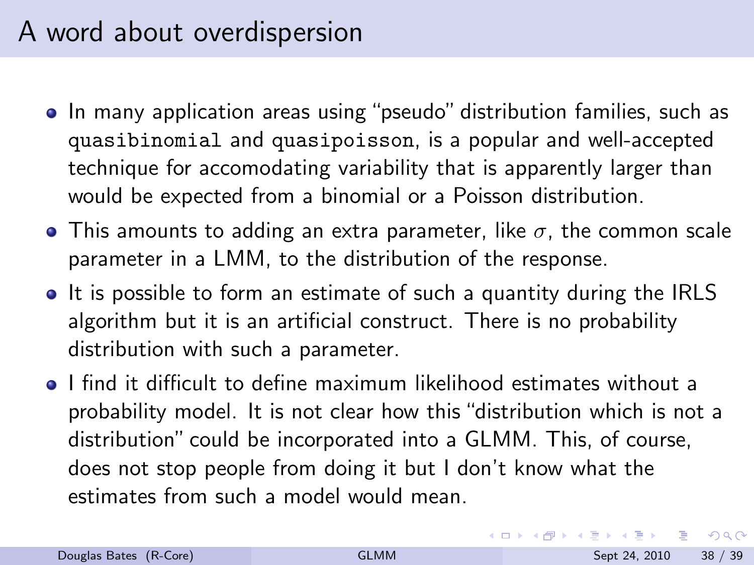# A word about overdispersion

- In many application areas using "pseudo" distribution families, such as `quasibinomial` and `quasipoisson`, is a popular and well-accepted technique for accomodating variability that is apparently larger than would be expected from a binomial or a Poisson distribution.
- This amounts to adding an extra parameter, like $\sigma$, the common scale parameter in a LMM, to the distribution of the response.
- It is possible to form an estimate of such a quantity during the IRLS algorithm but it is an artificial construct. There is no probability distribution with such a parameter.
- I find it difficult to define maximum likelihood estimates without a probability model. It is not clear how this "distribution which is not a distribution" could be incorporated into a GLMM. This, of course, does not stop people from doing it but I don't know what the estimates from such a model would mean.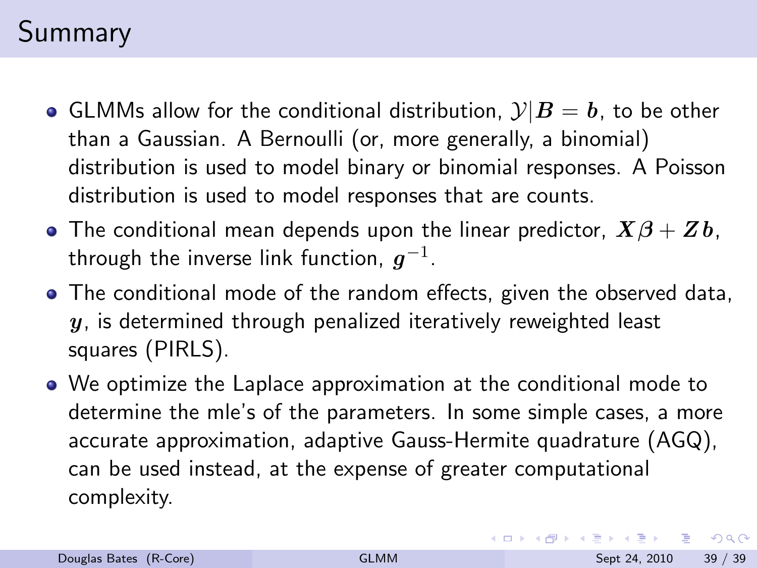# Summary

- GLMMs allow for the conditional distribution, $\mathcal{Y}|\boldsymbol{B} = \boldsymbol{b}$, to be other than a Gaussian. A Bernoulli (or, more generally, a binomial) distribution is used to model binary or binomial responses. A Poisson distribution is used to model responses that are counts.
- The conditional mean depends upon the linear predictor, $\boldsymbol{X\beta} + \boldsymbol{Zb}$, through the inverse link function, $\boldsymbol{g}^{-1}$.
- The conditional mode of the random effects, given the observed data, $\boldsymbol{y}$, is determined through penalized iteratively reweighted least squares (PIRLS).
- We optimize the Laplace approximation at the conditional mode to determine the mle's of the parameters. In some simple cases, a more accurate approximation, adaptive Gauss-Hermite quadrature (AGQ), can be used instead, at the expense of greater computational complexity.